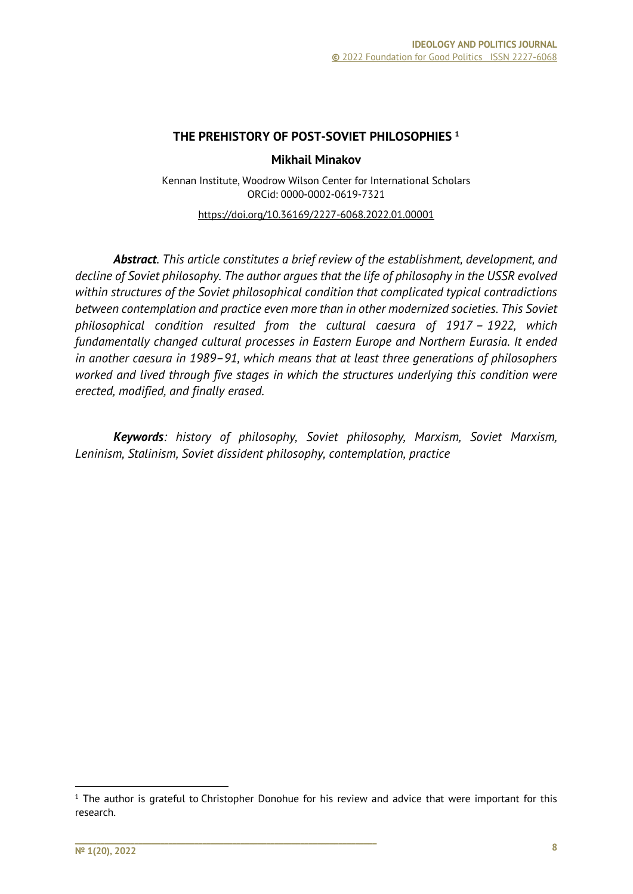# THE PREHISTORY OF POST-SOVIET PHILOSOPHIES [1]

**Mikhail Minakov**

Kennan Institute, Woodrow Wilson Center for International Scholars
ORCid: 0000-0002-0619-7321

https://doi.org/10.36169/2227-6068.2022.01.00001

***Abstract****. This article constitutes a brief review of the establishment, development, and decline of Soviet philosophy. The author argues that the life of philosophy in the USSR evolved within structures of the Soviet philosophical condition that complicated typical contradictions between contemplation and practice even more than in other modernized societies. This Soviet philosophical condition resulted from the cultural caesura of 1917 – 1922, which fundamentally changed cultural processes in Eastern Europe and Northern Eurasia. It ended in another caesura in 1989–91, which means that at least three generations of philosophers worked and lived through five stages in which the structures underlying this condition were erected, modified, and finally erased.*

***Keywords****: history of philosophy, Soviet philosophy, Marxism, Soviet Marxism, Leninism, Stalinism, Soviet dissident philosophy, contemplation, practice*

[1] The author is grateful to Christopher Donohue for his review and advice that were important for this research.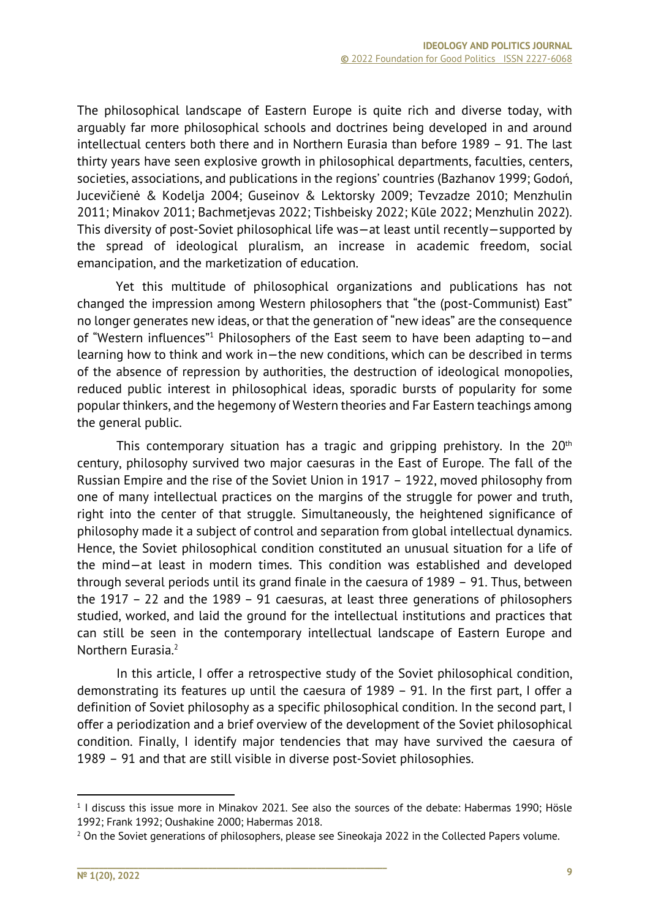The philosophical landscape of Eastern Europe is quite rich and diverse today, with arguably far more philosophical schools and doctrines being developed in and around intellectual centers both there and in Northern Eurasia than before 1989 – 91. The last thirty years have seen explosive growth in philosophical departments, faculties, centers, societies, associations, and publications in the regions' countries (Bazhanov 1999; Godoń, Jucevičienė & Kodelja 2004; Guseinov & Lektorsky 2009; Tevzadze 2010; Menzhulin 2011; Minakov 2011; Bachmetjevas 2022; Tishbeisky 2022; Kūle 2022; Menzhulin 2022). This diversity of post-Soviet philosophical life was—at least until recently—supported by the spread of ideological pluralism, an increase in academic freedom, social emancipation, and the marketization of education.

Yet this multitude of philosophical organizations and publications has not changed the impression among Western philosophers that "the (post-Communist) East" no longer generates new ideas, or that the generation of "new ideas" are the consequence of "Western influences"[1] Philosophers of the East seem to have been adapting to—and learning how to think and work in—the new conditions, which can be described in terms of the absence of repression by authorities, the destruction of ideological monopolies, reduced public interest in philosophical ideas, sporadic bursts of popularity for some popular thinkers, and the hegemony of Western theories and Far Eastern teachings among the general public.

This contemporary situation has a tragic and gripping prehistory. In the 20th century, philosophy survived two major caesuras in the East of Europe. The fall of the Russian Empire and the rise of the Soviet Union in 1917 – 1922, moved philosophy from one of many intellectual practices on the margins of the struggle for power and truth, right into the center of that struggle. Simultaneously, the heightened significance of philosophy made it a subject of control and separation from global intellectual dynamics. Hence, the Soviet philosophical condition constituted an unusual situation for a life of the mind—at least in modern times. This condition was established and developed through several periods until its grand finale in the caesura of 1989 – 91. Thus, between the 1917 – 22 and the 1989 – 91 caesuras, at least three generations of philosophers studied, worked, and laid the ground for the intellectual institutions and practices that can still be seen in the contemporary intellectual landscape of Eastern Europe and Northern Eurasia.[2]

In this article, I offer a retrospective study of the Soviet philosophical condition, demonstrating its features up until the caesura of 1989 – 91. In the first part, I offer a definition of Soviet philosophy as a specific philosophical condition. In the second part, I offer a periodization and a brief overview of the development of the Soviet philosophical condition. Finally, I identify major tendencies that may have survived the caesura of 1989 – 91 and that are still visible in diverse post-Soviet philosophies.

---

[1] I discuss this issue more in Minakov 2021. See also the sources of the debate: Habermas 1990; Hösle 1992; Frank 1992; Oushakine 2000; Habermas 2018.

[2] On the Soviet generations of philosophers, please see Sineokaja 2022 in the Collected Papers volume.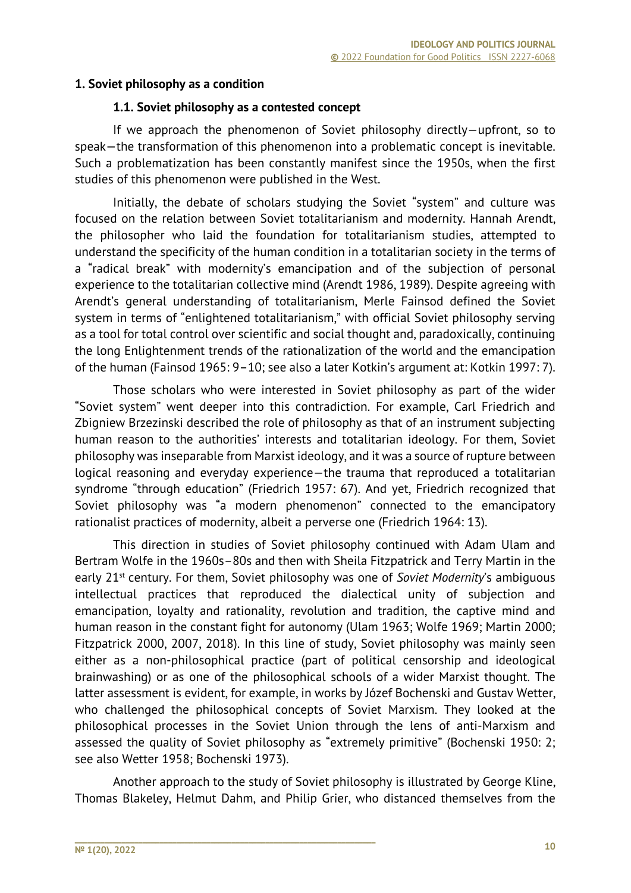## 1. Soviet philosophy as a condition

### 1.1. Soviet philosophy as a contested concept

If we approach the phenomenon of Soviet philosophy directly—upfront, so to speak—the transformation of this phenomenon into a problematic concept is inevitable. Such a problematization has been constantly manifest since the 1950s, when the first studies of this phenomenon were published in the West.

Initially, the debate of scholars studying the Soviet "system" and culture was focused on the relation between Soviet totalitarianism and modernity. Hannah Arendt, the philosopher who laid the foundation for totalitarianism studies, attempted to understand the specificity of the human condition in a totalitarian society in the terms of a "radical break" with modernity's emancipation and of the subjection of personal experience to the totalitarian collective mind (Arendt 1986, 1989). Despite agreeing with Arendt's general understanding of totalitarianism, Merle Fainsod defined the Soviet system in terms of "enlightened totalitarianism," with official Soviet philosophy serving as a tool for total control over scientific and social thought and, paradoxically, continuing the long Enlightenment trends of the rationalization of the world and the emancipation of the human (Fainsod 1965: 9–10; see also a later Kotkin's argument at: Kotkin 1997: 7).

Those scholars who were interested in Soviet philosophy as part of the wider "Soviet system" went deeper into this contradiction. For example, Carl Friedrich and Zbigniew Brzezinski described the role of philosophy as that of an instrument subjecting human reason to the authorities' interests and totalitarian ideology. For them, Soviet philosophy was inseparable from Marxist ideology, and it was a source of rupture between logical reasoning and everyday experience—the trauma that reproduced a totalitarian syndrome "through education" (Friedrich 1957: 67). And yet, Friedrich recognized that Soviet philosophy was "a modern phenomenon" connected to the emancipatory rationalist practices of modernity, albeit a perverse one (Friedrich 1964: 13).

This direction in studies of Soviet philosophy continued with Adam Ulam and Bertram Wolfe in the 1960s–80s and then with Sheila Fitzpatrick and Terry Martin in the early 21st century. For them, Soviet philosophy was one of *Soviet Modernity*'s ambiguous intellectual practices that reproduced the dialectical unity of subjection and emancipation, loyalty and rationality, revolution and tradition, the captive mind and human reason in the constant fight for autonomy (Ulam 1963; Wolfe 1969; Martin 2000; Fitzpatrick 2000, 2007, 2018). In this line of study, Soviet philosophy was mainly seen either as a non-philosophical practice (part of political censorship and ideological brainwashing) or as one of the philosophical schools of a wider Marxist thought. The latter assessment is evident, for example, in works by Józef Bochenski and Gustav Wetter, who challenged the philosophical concepts of Soviet Marxism. They looked at the philosophical processes in the Soviet Union through the lens of anti-Marxism and assessed the quality of Soviet philosophy as "extremely primitive" (Bochenski 1950: 2; see also Wetter 1958; Bochenski 1973).

Another approach to the study of Soviet philosophy is illustrated by George Kline, Thomas Blakeley, Helmut Dahm, and Philip Grier, who distanced themselves from the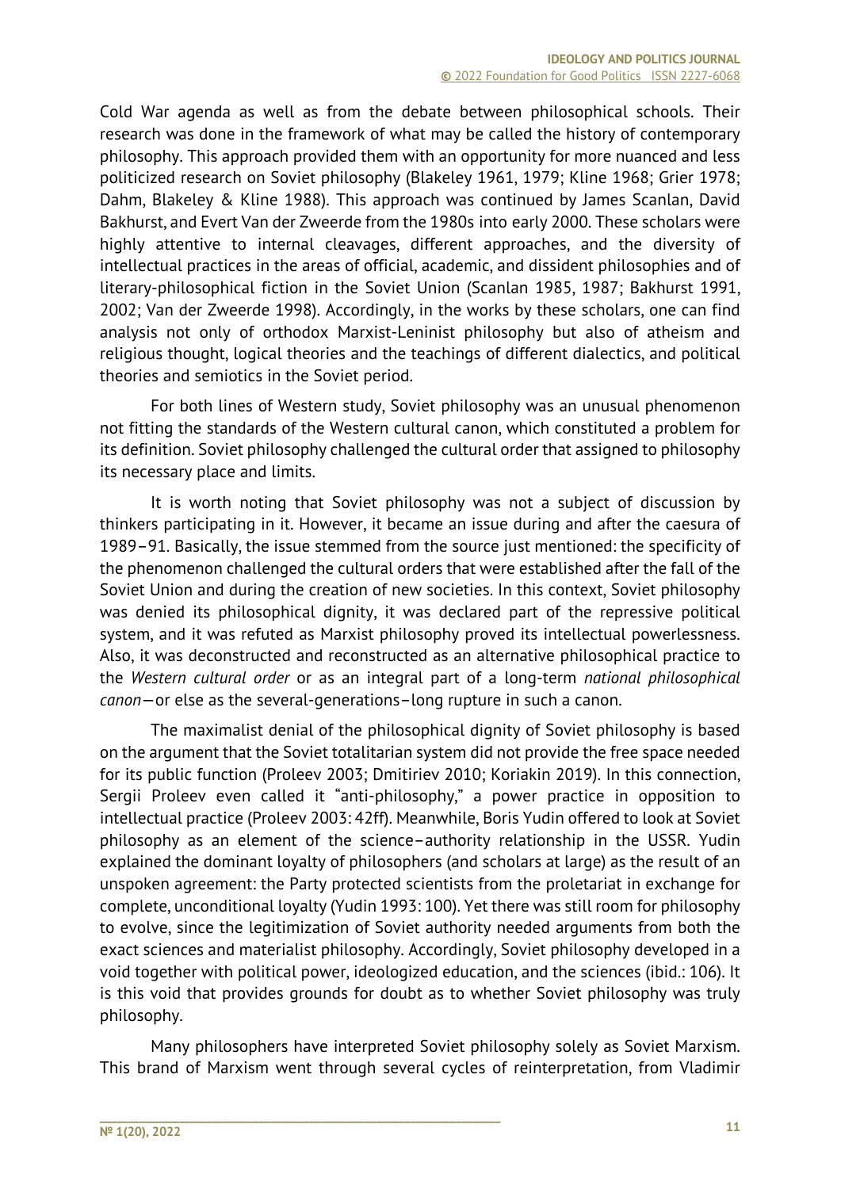Cold War agenda as well as from the debate between philosophical schools. Their research was done in the framework of what may be called the history of contemporary philosophy. This approach provided them with an opportunity for more nuanced and less politicized research on Soviet philosophy (Blakeley 1961, 1979; Kline 1968; Grier 1978; Dahm, Blakeley & Kline 1988). This approach was continued by James Scanlan, David Bakhurst, and Evert Van der Zweerde from the 1980s into early 2000. These scholars were highly attentive to internal cleavages, different approaches, and the diversity of intellectual practices in the areas of official, academic, and dissident philosophies and of literary-philosophical fiction in the Soviet Union (Scanlan 1985, 1987; Bakhurst 1991, 2002; Van der Zweerde 1998). Accordingly, in the works by these scholars, one can find analysis not only of orthodox Marxist-Leninist philosophy but also of atheism and religious thought, logical theories and the teachings of different dialectics, and political theories and semiotics in the Soviet period.

For both lines of Western study, Soviet philosophy was an unusual phenomenon not fitting the standards of the Western cultural canon, which constituted a problem for its definition. Soviet philosophy challenged the cultural order that assigned to philosophy its necessary place and limits.

It is worth noting that Soviet philosophy was not a subject of discussion by thinkers participating in it. However, it became an issue during and after the caesura of 1989–91. Basically, the issue stemmed from the source just mentioned: the specificity of the phenomenon challenged the cultural orders that were established after the fall of the Soviet Union and during the creation of new societies. In this context, Soviet philosophy was denied its philosophical dignity, it was declared part of the repressive political system, and it was refuted as Marxist philosophy proved its intellectual powerlessness. Also, it was deconstructed and reconstructed as an alternative philosophical practice to the *Western cultural order* or as an integral part of a long-term *national philosophical canon*—or else as the several-generations–long rupture in such a canon.

The maximalist denial of the philosophical dignity of Soviet philosophy is based on the argument that the Soviet totalitarian system did not provide the free space needed for its public function (Proleev 2003; Dmitiriev 2010; Koriakin 2019). In this connection, Sergii Proleev even called it "anti-philosophy," a power practice in opposition to intellectual practice (Proleev 2003: 42ff). Meanwhile, Boris Yudin offered to look at Soviet philosophy as an element of the science–authority relationship in the USSR. Yudin explained the dominant loyalty of philosophers (and scholars at large) as the result of an unspoken agreement: the Party protected scientists from the proletariat in exchange for complete, unconditional loyalty (Yudin 1993: 100). Yet there was still room for philosophy to evolve, since the legitimization of Soviet authority needed arguments from both the exact sciences and materialist philosophy. Accordingly, Soviet philosophy developed in a void together with political power, ideologized education, and the sciences (ibid.: 106). It is this void that provides grounds for doubt as to whether Soviet philosophy was truly philosophy.

Many philosophers have interpreted Soviet philosophy solely as Soviet Marxism. This brand of Marxism went through several cycles of reinterpretation, from Vladimir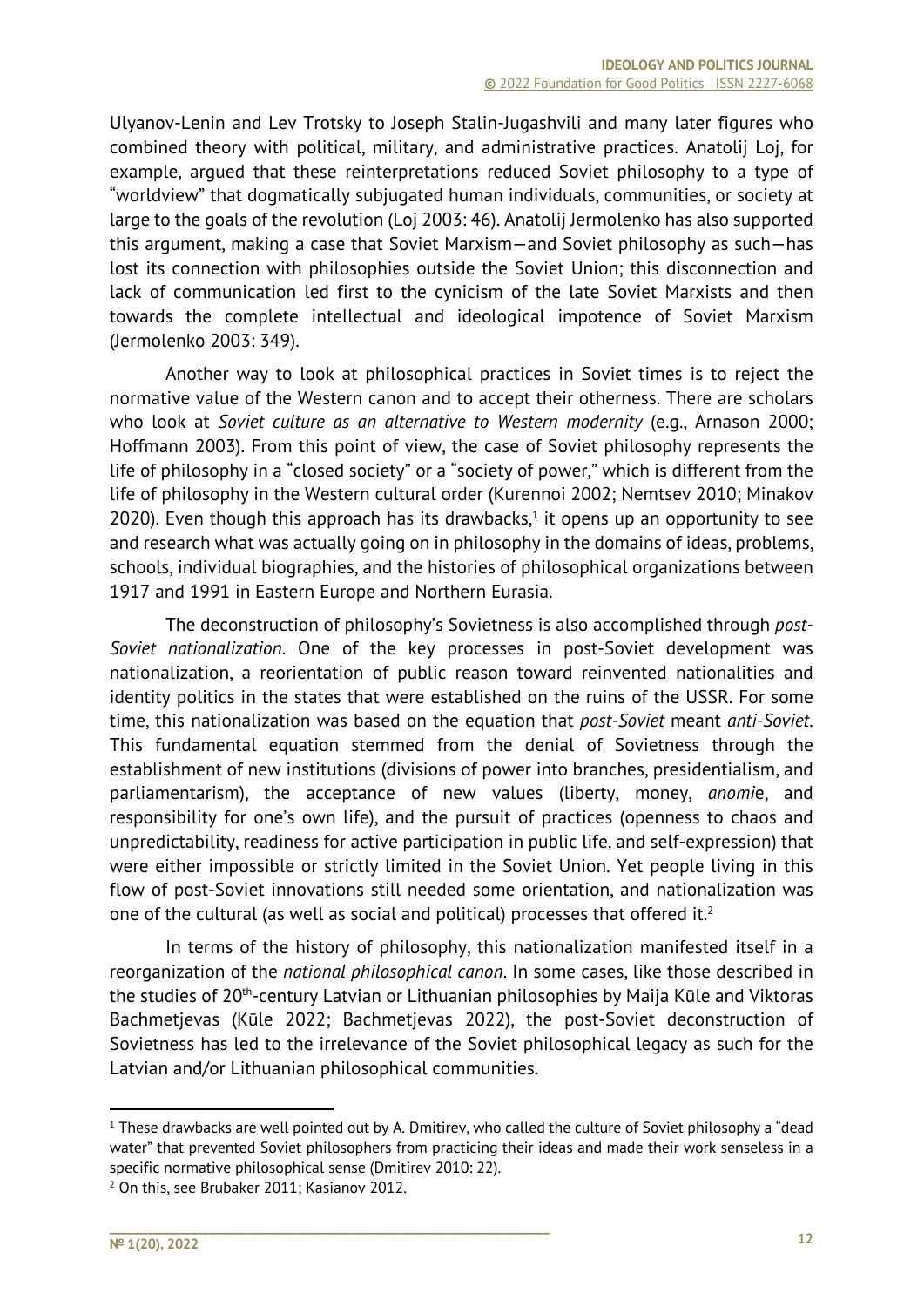Ulyanov-Lenin and Lev Trotsky to Joseph Stalin-Jugashvili and many later figures who combined theory with political, military, and administrative practices. Anatolij Loj, for example, argued that these reinterpretations reduced Soviet philosophy to a type of "worldview" that dogmatically subjugated human individuals, communities, or society at large to the goals of the revolution (Loj 2003: 46). Anatolij Jermolenko has also supported this argument, making a case that Soviet Marxism—and Soviet philosophy as such—has lost its connection with philosophies outside the Soviet Union; this disconnection and lack of communication led first to the cynicism of the late Soviet Marxists and then towards the complete intellectual and ideological impotence of Soviet Marxism (Jermolenko 2003: 349).

Another way to look at philosophical practices in Soviet times is to reject the normative value of the Western canon and to accept their otherness. There are scholars who look at *Soviet culture as an alternative to Western modernity* (e.g., Arnason 2000; Hoffmann 2003). From this point of view, the case of Soviet philosophy represents the life of philosophy in a "closed society" or a "society of power," which is different from the life of philosophy in the Western cultural order (Kurennoi 2002; Nemtsev 2010; Minakov 2020). Even though this approach has its drawbacks,[1] it opens up an opportunity to see and research what was actually going on in philosophy in the domains of ideas, problems, schools, individual biographies, and the histories of philosophical organizations between 1917 and 1991 in Eastern Europe and Northern Eurasia.

The deconstruction of philosophy's Sovietness is also accomplished through *post-Soviet nationalization*. One of the key processes in post-Soviet development was nationalization, a reorientation of public reason toward reinvented nationalities and identity politics in the states that were established on the ruins of the USSR. For some time, this nationalization was based on the equation that *post-Soviet* meant *anti-Soviet*. This fundamental equation stemmed from the denial of Sovietness through the establishment of new institutions (divisions of power into branches, presidentialism, and parliamentarism), the acceptance of new values (liberty, money, *anomi*e, and responsibility for one's own life), and the pursuit of practices (openness to chaos and unpredictability, readiness for active participation in public life, and self-expression) that were either impossible or strictly limited in the Soviet Union. Yet people living in this flow of post-Soviet innovations still needed some orientation, and nationalization was one of the cultural (as well as social and political) processes that offered it.[2]

In terms of the history of philosophy, this nationalization manifested itself in a reorganization of the *national philosophical canon*. In some cases, like those described in the studies of 20th-century Latvian or Lithuanian philosophies by Maija Kūle and Viktoras Bachmetjevas (Kūle 2022; Bachmetjevas 2022), the post-Soviet deconstruction of Sovietness has led to the irrelevance of the Soviet philosophical legacy as such for the Latvian and/or Lithuanian philosophical communities.

---

[1] These drawbacks are well pointed out by A. Dmitirev, who called the culture of Soviet philosophy a "dead water" that prevented Soviet philosophers from practicing their ideas and made their work senseless in a specific normative philosophical sense (Dmitirev 2010: 22).

[2] On this, see Brubaker 2011; Kasianov 2012.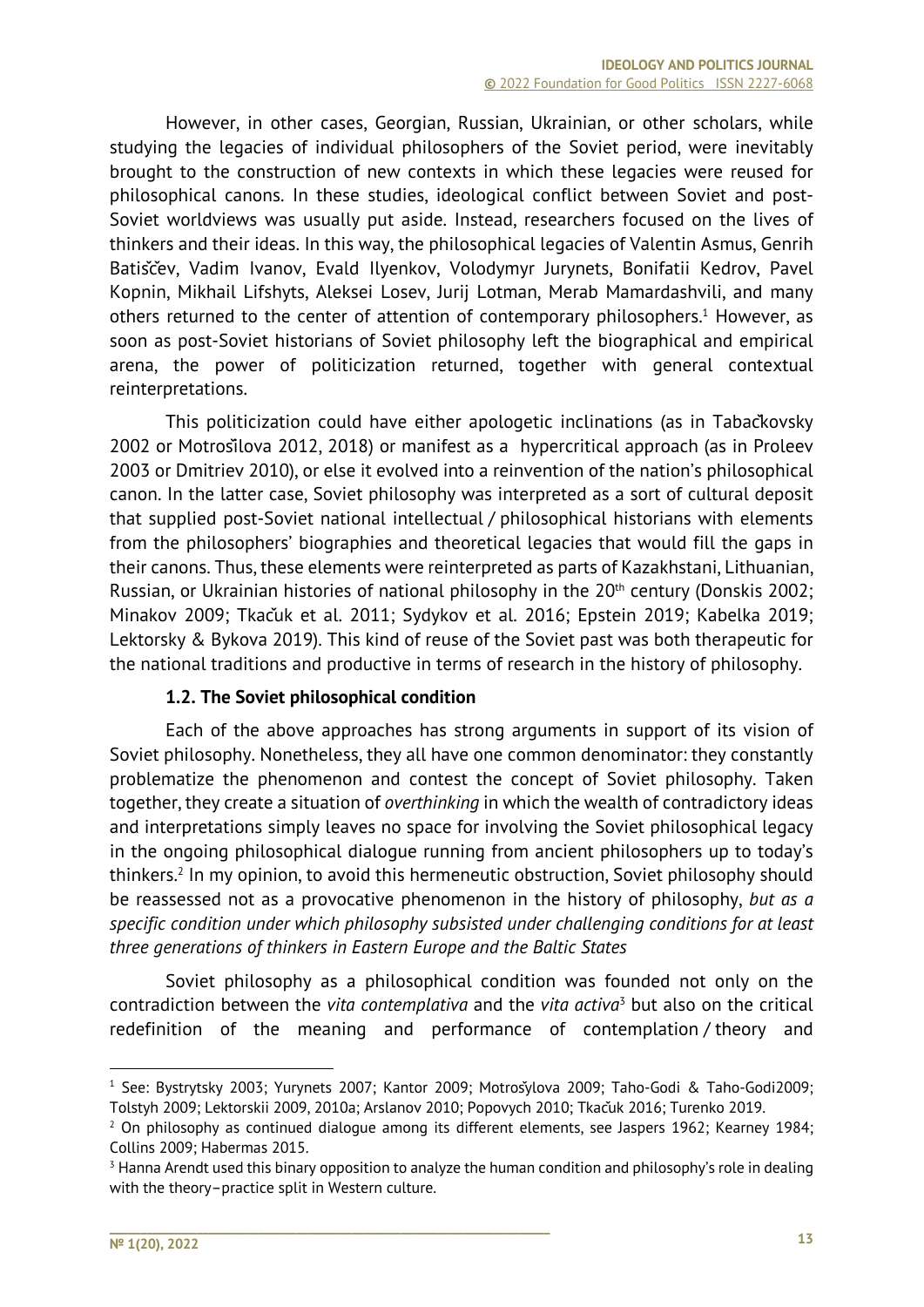However, in other cases, Georgian, Russian, Ukrainian, or other scholars, while studying the legacies of individual philosophers of the Soviet period, were inevitably brought to the construction of new contexts in which these legacies were reused for philosophical canons. In these studies, ideological conflict between Soviet and post-Soviet worldviews was usually put aside. Instead, researchers focused on the lives of thinkers and their ideas. In this way, the philosophical legacies of Valentin Asmus, Genrih Batiščev, Vadim Ivanov, Evald Ilyenkov, Volodymyr Jurynets, Bonifatii Kedrov, Pavel Kopnin, Mikhail Lifshyts, Aleksei Losev, Jurij Lotman, Merab Mamardashvili, and many others returned to the center of attention of contemporary philosophers.[1] However, as soon as post-Soviet historians of Soviet philosophy left the biographical and empirical arena, the power of politicization returned, together with general contextual reinterpretations.

This politicization could have either apologetic inclinations (as in Tabačkovsky 2002 or Motrošilova 2012, 2018) or manifest as a hypercritical approach (as in Proleev 2003 or Dmitriev 2010), or else it evolved into a reinvention of the nation's philosophical canon. In the latter case, Soviet philosophy was interpreted as a sort of cultural deposit that supplied post-Soviet national intellectual / philosophical historians with elements from the philosophers' biographies and theoretical legacies that would fill the gaps in their canons. Thus, these elements were reinterpreted as parts of Kazakhstani, Lithuanian, Russian, or Ukrainian histories of national philosophy in the 20th century (Donskis 2002; Minakov 2009; Tkačuk et al. 2011; Sydykov et al. 2016; Epstein 2019; Kabelka 2019; Lektorsky & Bykova 2019). This kind of reuse of the Soviet past was both therapeutic for the national traditions and productive in terms of research in the history of philosophy.

### 1.2. The Soviet philosophical condition

Each of the above approaches has strong arguments in support of its vision of Soviet philosophy. Nonetheless, they all have one common denominator: they constantly problematize the phenomenon and contest the concept of Soviet philosophy. Taken together, they create a situation of *overthinking* in which the wealth of contradictory ideas and interpretations simply leaves no space for involving the Soviet philosophical legacy in the ongoing philosophical dialogue running from ancient philosophers up to today's thinkers.[2] In my opinion, to avoid this hermeneutic obstruction, Soviet philosophy should be reassessed not as a provocative phenomenon in the history of philosophy, *but as a specific condition under which philosophy subsisted under challenging conditions for at least three generations of thinkers in Eastern Europe and the Baltic States*

Soviet philosophy as a philosophical condition was founded not only on the contradiction between the *vita contemplativa* and the *vita activa*[3] but also on the critical redefinition of the meaning and performance of contemplation / theory and

---

[1] See: Bystrytsky 2003; Yurynets 2007; Kantor 2009; Motrošylova 2009; Taho-Godi & Taho-Godi2009; Tolstyh 2009; Lektorskii 2009, 2010a; Arslanov 2010; Popovych 2010; Tkačuk 2016; Turenko 2019.

[2] On philosophy as continued dialogue among its different elements, see Jaspers 1962; Kearney 1984; Collins 2009; Habermas 2015.

[3] Hanna Arendt used this binary opposition to analyze the human condition and philosophy's role in dealing with the theory–practice split in Western culture.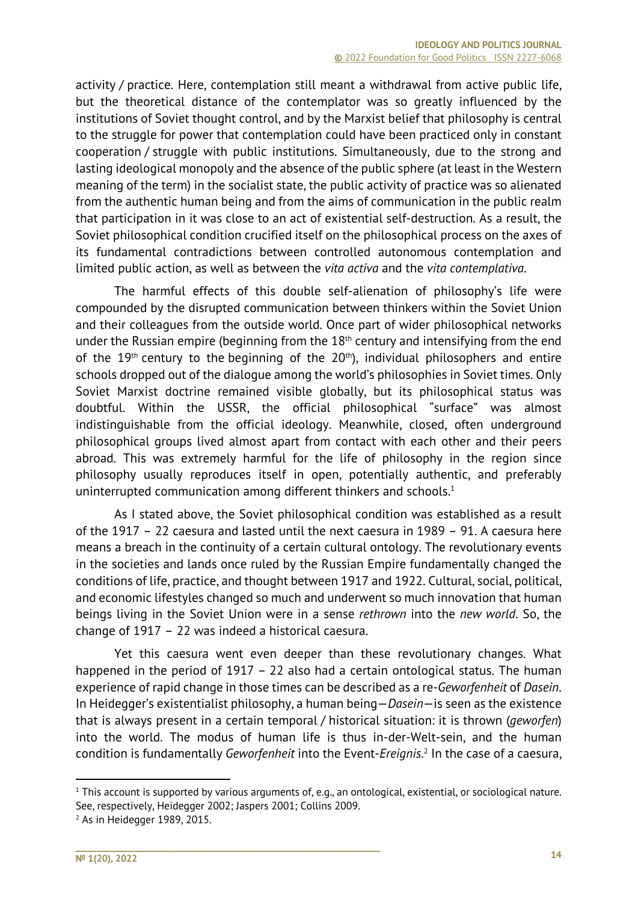activity / practice. Here, contemplation still meant a withdrawal from active public life, but the theoretical distance of the contemplator was so greatly influenced by the institutions of Soviet thought control, and by the Marxist belief that philosophy is central to the struggle for power that contemplation could have been practiced only in constant cooperation / struggle with public institutions. Simultaneously, due to the strong and lasting ideological monopoly and the absence of the public sphere (at least in the Western meaning of the term) in the socialist state, the public activity of practice was so alienated from the authentic human being and from the aims of communication in the public realm that participation in it was close to an act of existential self-destruction. As a result, the Soviet philosophical condition crucified itself on the philosophical process on the axes of its fundamental contradictions between controlled autonomous contemplation and limited public action, as well as between the *vita activa* and the *vita contemplativa*.

The harmful effects of this double self-alienation of philosophy's life were compounded by the disrupted communication between thinkers within the Soviet Union and their colleagues from the outside world. Once part of wider philosophical networks under the Russian empire (beginning from the 18th century and intensifying from the end of the 19th century to the beginning of the 20th), individual philosophers and entire schools dropped out of the dialogue among the world's philosophies in Soviet times. Only Soviet Marxist doctrine remained visible globally, but its philosophical status was doubtful. Within the USSR, the official philosophical "surface" was almost indistinguishable from the official ideology. Meanwhile, closed, often underground philosophical groups lived almost apart from contact with each other and their peers abroad. This was extremely harmful for the life of philosophy in the region since philosophy usually reproduces itself in open, potentially authentic, and preferably uninterrupted communication among different thinkers and schools.[1]

As I stated above, the Soviet philosophical condition was established as a result of the 1917 – 22 caesura and lasted until the next caesura in 1989 – 91. A caesura here means a breach in the continuity of a certain cultural ontology. The revolutionary events in the societies and lands once ruled by the Russian Empire fundamentally changed the conditions of life, practice, and thought between 1917 and 1922. Cultural, social, political, and economic lifestyles changed so much and underwent so much innovation that human beings living in the Soviet Union were in a sense *rethrown* into the *new world*. So, the change of 1917 – 22 was indeed a historical caesura.

Yet this caesura went even deeper than these revolutionary changes. What happened in the period of 1917 – 22 also had a certain ontological status. The human experience of rapid change in those times can be described as a re-*Geworfenheit* of *Dasein*. In Heidegger's existentialist philosophy, a human being—*Dasein*—is seen as the existence that is always present in a certain temporal / historical situation: it is thrown (*geworfen*) into the world. The modus of human life is thus in-der-Welt-sein, and the human condition is fundamentally *Geworfenheit* into the Event-*Ereignis*.[2] In the case of a caesura,

---

[1] This account is supported by various arguments of, e.g., an ontological, existential, or sociological nature. See, respectively, Heidegger 2002; Jaspers 2001; Collins 2009.

[2] As in Heidegger 1989, 2015.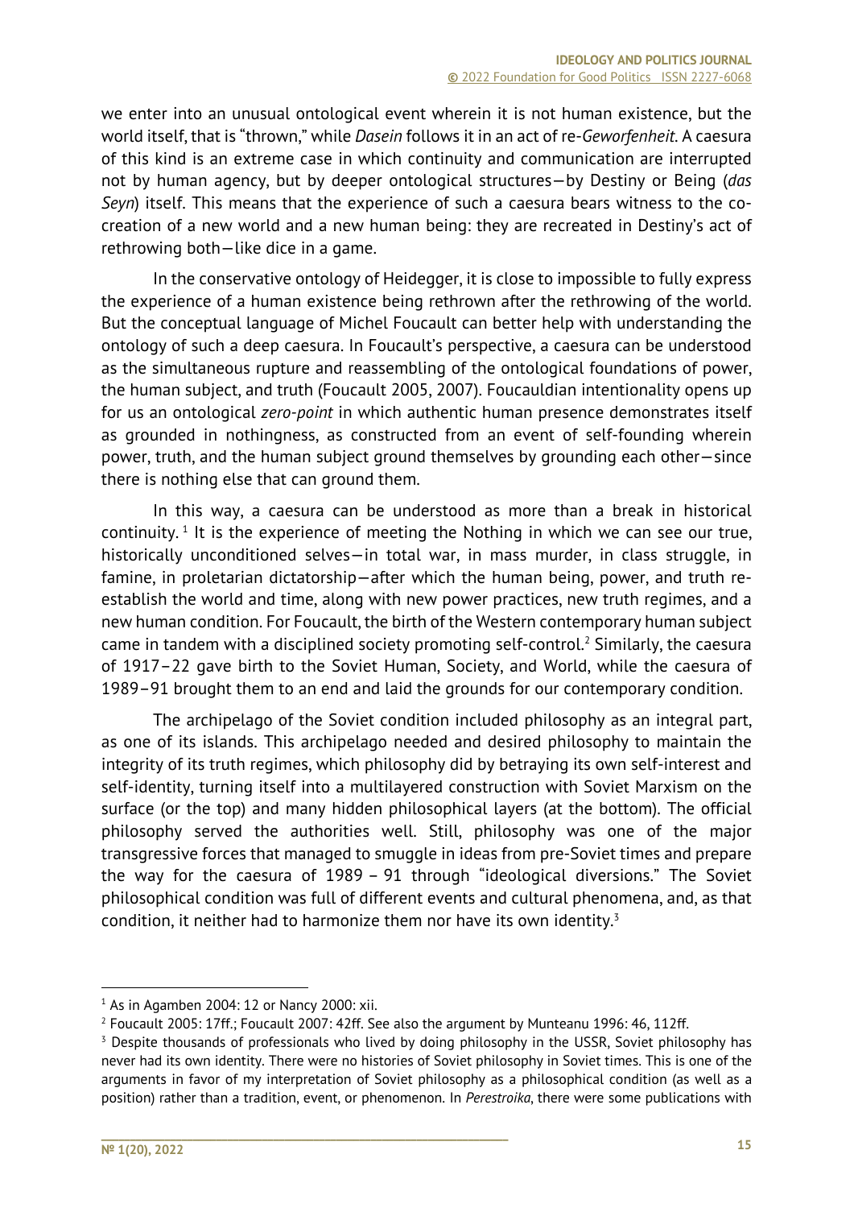we enter into an unusual ontological event wherein it is not human existence, but the world itself, that is "thrown," while *Dasein* follows it in an act of re-*Geworfenheit*. A caesura of this kind is an extreme case in which continuity and communication are interrupted not by human agency, but by deeper ontological structures—by Destiny or Being (*das Seyn*) itself. This means that the experience of such a caesura bears witness to the co-creation of a new world and a new human being: they are recreated in Destiny's act of rethrowing both—like dice in a game.

In the conservative ontology of Heidegger, it is close to impossible to fully express the experience of a human existence being rethrown after the rethrowing of the world. But the conceptual language of Michel Foucault can better help with understanding the ontology of such a deep caesura. In Foucault's perspective, a caesura can be understood as the simultaneous rupture and reassembling of the ontological foundations of power, the human subject, and truth (Foucault 2005, 2007). Foucauldian intentionality opens up for us an ontological *zero-point* in which authentic human presence demonstrates itself as grounded in nothingness, as constructed from an event of self-founding wherein power, truth, and the human subject ground themselves by grounding each other—since there is nothing else that can ground them.

In this way, a caesura can be understood as more than a break in historical continuity.[1] It is the experience of meeting the Nothing in which we can see our true, historically unconditioned selves—in total war, in mass murder, in class struggle, in famine, in proletarian dictatorship—after which the human being, power, and truth re-establish the world and time, along with new power practices, new truth regimes, and a new human condition. For Foucault, the birth of the Western contemporary human subject came in tandem with a disciplined society promoting self-control.[2] Similarly, the caesura of 1917–22 gave birth to the Soviet Human, Society, and World, while the caesura of 1989–91 brought them to an end and laid the grounds for our contemporary condition.

The archipelago of the Soviet condition included philosophy as an integral part, as one of its islands. This archipelago needed and desired philosophy to maintain the integrity of its truth regimes, which philosophy did by betraying its own self-interest and self-identity, turning itself into a multilayered construction with Soviet Marxism on the surface (or the top) and many hidden philosophical layers (at the bottom). The official philosophy served the authorities well. Still, philosophy was one of the major transgressive forces that managed to smuggle in ideas from pre-Soviet times and prepare the way for the caesura of 1989 – 91 through "ideological diversions." The Soviet philosophical condition was full of different events and cultural phenomena, and, as that condition, it neither had to harmonize them nor have its own identity.[3]

---

[1] As in Agamben 2004: 12 or Nancy 2000: xii.

[2] Foucault 2005: 17ff.; Foucault 2007: 42ff. See also the argument by Munteanu 1996: 46, 112ff.

[3] Despite thousands of professionals who lived by doing philosophy in the USSR, Soviet philosophy has never had its own identity. There were no histories of Soviet philosophy in Soviet times. This is one of the arguments in favor of my interpretation of Soviet philosophy as a philosophical condition (as well as a position) rather than a tradition, event, or phenomenon. In *Perestroika*, there were some publications with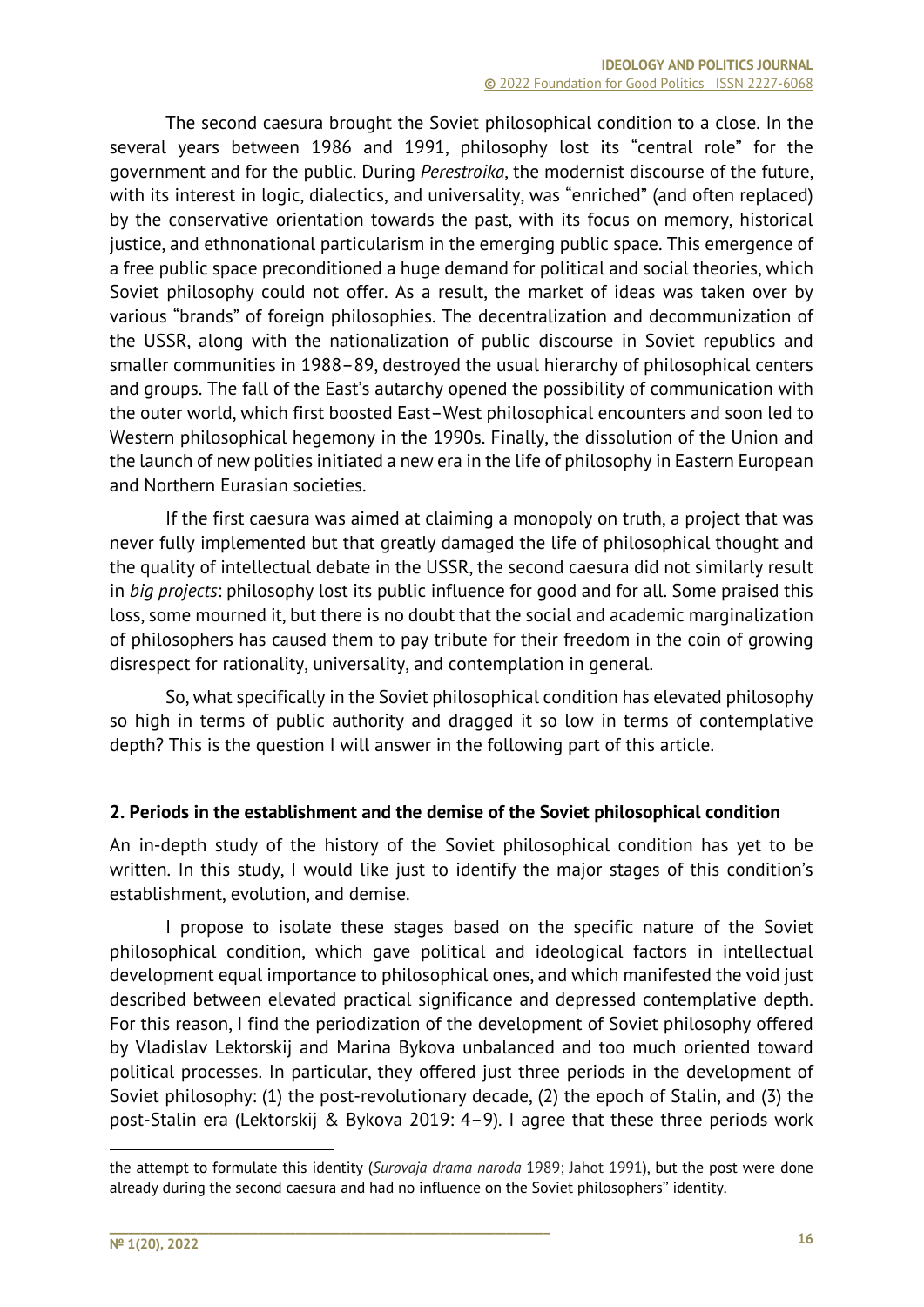The second caesura brought the Soviet philosophical condition to a close. In the several years between 1986 and 1991, philosophy lost its "central role" for the government and for the public. During *Perestroika*, the modernist discourse of the future, with its interest in logic, dialectics, and universality, was "enriched" (and often replaced) by the conservative orientation towards the past, with its focus on memory, historical justice, and ethnonational particularism in the emerging public space. This emergence of a free public space preconditioned a huge demand for political and social theories, which Soviet philosophy could not offer. As a result, the market of ideas was taken over by various "brands" of foreign philosophies. The decentralization and decommunization of the USSR, along with the nationalization of public discourse in Soviet republics and smaller communities in 1988–89, destroyed the usual hierarchy of philosophical centers and groups. The fall of the East's autarchy opened the possibility of communication with the outer world, which first boosted East–West philosophical encounters and soon led to Western philosophical hegemony in the 1990s. Finally, the dissolution of the Union and the launch of new polities initiated a new era in the life of philosophy in Eastern European and Northern Eurasian societies.

If the first caesura was aimed at claiming a monopoly on truth, a project that was never fully implemented but that greatly damaged the life of philosophical thought and the quality of intellectual debate in the USSR, the second caesura did not similarly result in *big projects*: philosophy lost its public influence for good and for all. Some praised this loss, some mourned it, but there is no doubt that the social and academic marginalization of philosophers has caused them to pay tribute for their freedom in the coin of growing disrespect for rationality, universality, and contemplation in general.

So, what specifically in the Soviet philosophical condition has elevated philosophy so high in terms of public authority and dragged it so low in terms of contemplative depth? This is the question I will answer in the following part of this article.

## 2. Periods in the establishment and the demise of the Soviet philosophical condition

An in-depth study of the history of the Soviet philosophical condition has yet to be written. In this study, I would like just to identify the major stages of this condition's establishment, evolution, and demise.

I propose to isolate these stages based on the specific nature of the Soviet philosophical condition, which gave political and ideological factors in intellectual development equal importance to philosophical ones, and which manifested the void just described between elevated practical significance and depressed contemplative depth. For this reason, I find the periodization of the development of Soviet philosophy offered by Vladislav Lektorskij and Marina Bykova unbalanced and too much oriented toward political processes. In particular, they offered just three periods in the development of Soviet philosophy: (1) the post-revolutionary decade, (2) the epoch of Stalin, and (3) the post-Stalin era (Lektorskij & Bykova 2019: 4–9). I agree that these three periods work

---

the attempt to formulate this identity (*Surovaja drama naroda* 1989; Jahot 1991), but the post were done already during the second caesura and had no influence on the Soviet philosophers'' identity.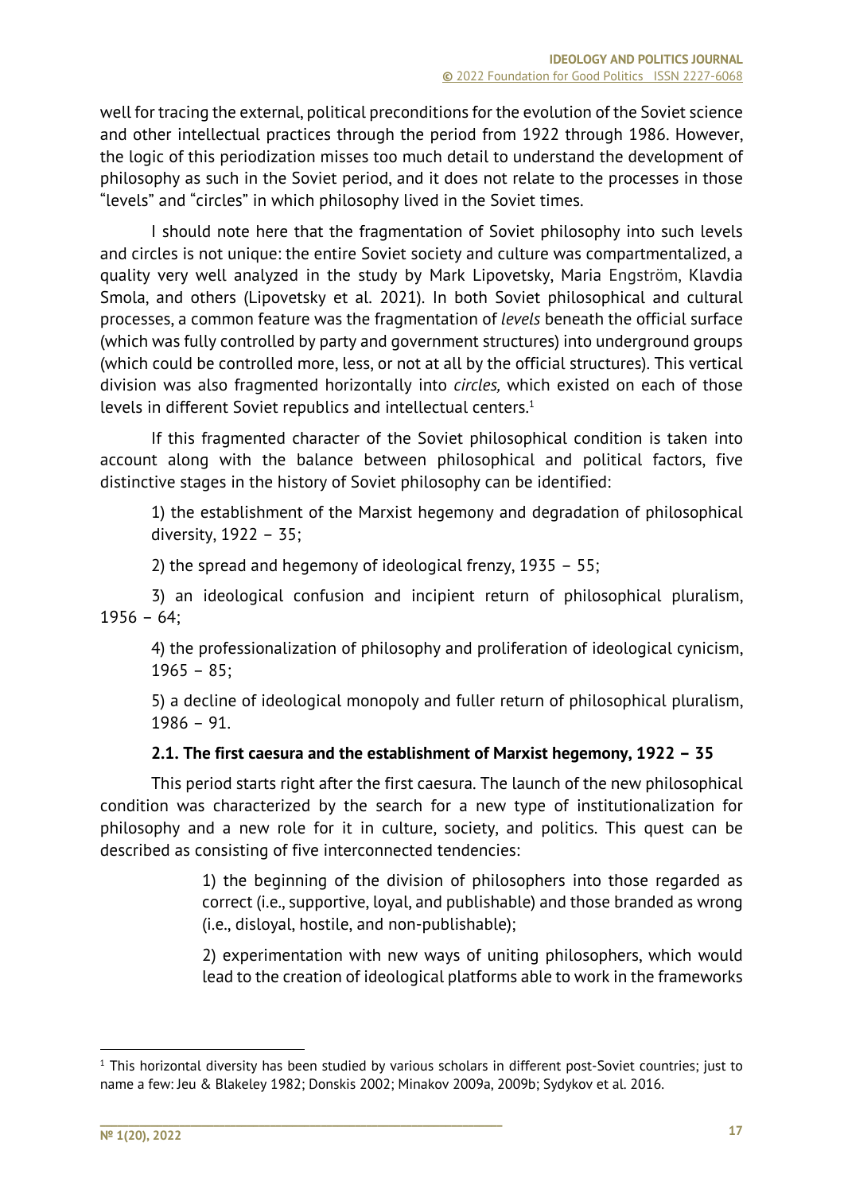well for tracing the external, political preconditions for the evolution of the Soviet science and other intellectual practices through the period from 1922 through 1986. However, the logic of this periodization misses too much detail to understand the development of philosophy as such in the Soviet period, and it does not relate to the processes in those "levels" and "circles" in which philosophy lived in the Soviet times.

I should note here that the fragmentation of Soviet philosophy into such levels and circles is not unique: the entire Soviet society and culture was compartmentalized, a quality very well analyzed in the study by Mark Lipovetsky, Maria Engström, Klavdia Smola, and others (Lipovetsky et al. 2021). In both Soviet philosophical and cultural processes, a common feature was the fragmentation of *levels* beneath the official surface (which was fully controlled by party and government structures) into underground groups (which could be controlled more, less, or not at all by the official structures). This vertical division was also fragmented horizontally into *circles,* which existed on each of those levels in different Soviet republics and intellectual centers.[1]

If this fragmented character of the Soviet philosophical condition is taken into account along with the balance between philosophical and political factors, five distinctive stages in the history of Soviet philosophy can be identified:

1) the establishment of the Marxist hegemony and degradation of philosophical diversity, 1922 – 35;

2) the spread and hegemony of ideological frenzy, 1935 – 55;

3) an ideological confusion and incipient return of philosophical pluralism, 1956 – 64;

4) the professionalization of philosophy and proliferation of ideological cynicism, 1965 – 85;

5) a decline of ideological monopoly and fuller return of philosophical pluralism, 1986 – 91.

### 2.1. The first caesura and the establishment of Marxist hegemony, 1922 – 35

This period starts right after the first caesura. The launch of the new philosophical condition was characterized by the search for a new type of institutionalization for philosophy and a new role for it in culture, society, and politics. This quest can be described as consisting of five interconnected tendencies:

> 1) the beginning of the division of philosophers into those regarded as correct (i.e., supportive, loyal, and publishable) and those branded as wrong (i.e., disloyal, hostile, and non-publishable);
>
> 2) experimentation with new ways of uniting philosophers, which would lead to the creation of ideological platforms able to work in the frameworks

[1] This horizontal diversity has been studied by various scholars in different post-Soviet countries; just to name a few: Jeu & Blakeley 1982; Donskis 2002; Minakov 2009a, 2009b; Sydykov et al. 2016.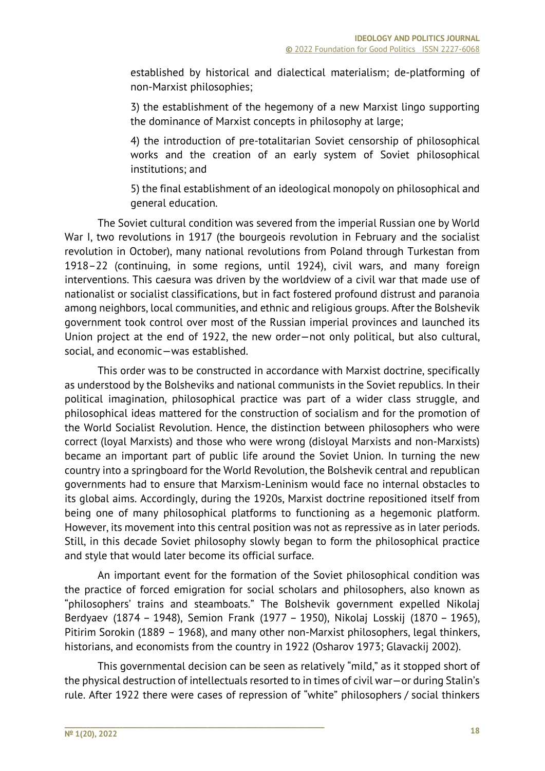established by historical and dialectical materialism; de-platforming of non-Marxist philosophies;

3) the establishment of the hegemony of a new Marxist lingo supporting the dominance of Marxist concepts in philosophy at large;

4) the introduction of pre-totalitarian Soviet censorship of philosophical works and the creation of an early system of Soviet philosophical institutions; and

5) the final establishment of an ideological monopoly on philosophical and general education.

The Soviet cultural condition was severed from the imperial Russian one by World War I, two revolutions in 1917 (the bourgeois revolution in February and the socialist revolution in October), many national revolutions from Poland through Turkestan from 1918–22 (continuing, in some regions, until 1924), civil wars, and many foreign interventions. This caesura was driven by the worldview of a civil war that made use of nationalist or socialist classifications, but in fact fostered profound distrust and paranoia among neighbors, local communities, and ethnic and religious groups. After the Bolshevik government took control over most of the Russian imperial provinces and launched its Union project at the end of 1922, the new order—not only political, but also cultural, social, and economic—was established.

This order was to be constructed in accordance with Marxist doctrine, specifically as understood by the Bolsheviks and national communists in the Soviet republics. In their political imagination, philosophical practice was part of a wider class struggle, and philosophical ideas mattered for the construction of socialism and for the promotion of the World Socialist Revolution. Hence, the distinction between philosophers who were correct (loyal Marxists) and those who were wrong (disloyal Marxists and non-Marxists) became an important part of public life around the Soviet Union. In turning the new country into a springboard for the World Revolution, the Bolshevik central and republican governments had to ensure that Marxism-Leninism would face no internal obstacles to its global aims. Accordingly, during the 1920s, Marxist doctrine repositioned itself from being one of many philosophical platforms to functioning as a hegemonic platform. However, its movement into this central position was not as repressive as in later periods. Still, in this decade Soviet philosophy slowly began to form the philosophical practice and style that would later become its official surface.

An important event for the formation of the Soviet philosophical condition was the practice of forced emigration for social scholars and philosophers, also known as "philosophers' trains and steamboats." The Bolshevik government expelled Nikolaj Berdyaev (1874 – 1948), Semion Frank (1977 – 1950), Nikolaj Losskij (1870 – 1965), Pitirim Sorokin (1889 – 1968), and many other non-Marxist philosophers, legal thinkers, historians, and economists from the country in 1922 (Osharov 1973; Glavackij 2002).

This governmental decision can be seen as relatively "mild," as it stopped short of the physical destruction of intellectuals resorted to in times of civil war—or during Stalin's rule. After 1922 there were cases of repression of "white" philosophers / social thinkers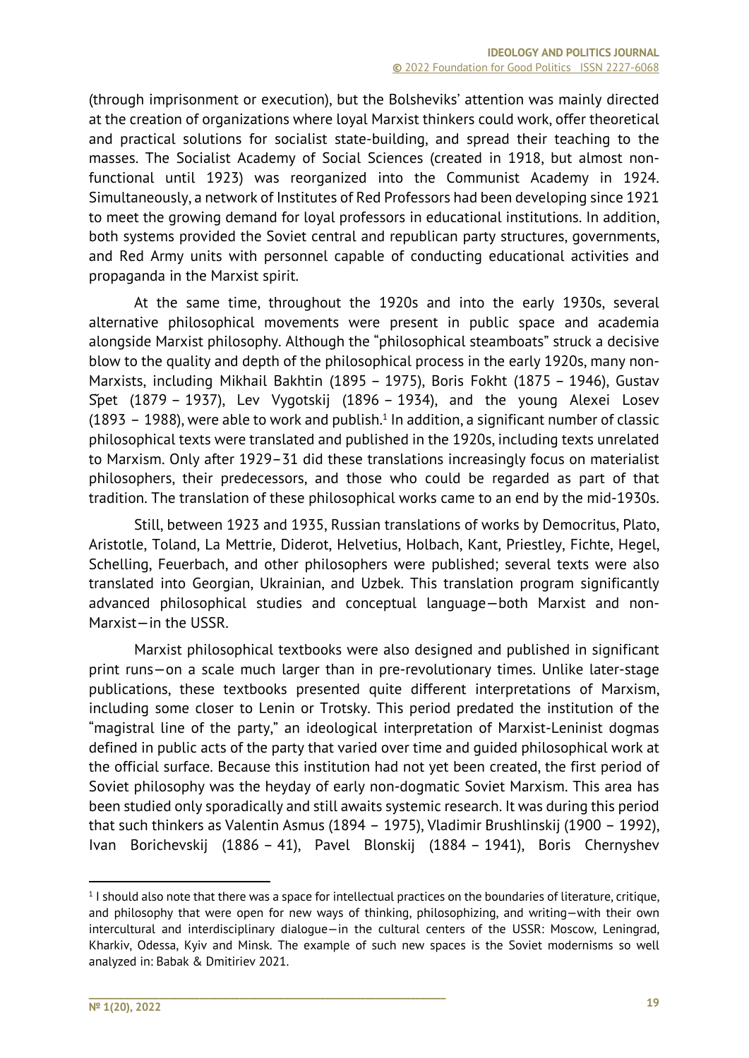(through imprisonment or execution), but the Bolsheviks' attention was mainly directed at the creation of organizations where loyal Marxist thinkers could work, offer theoretical and practical solutions for socialist state-building, and spread their teaching to the masses. The Socialist Academy of Social Sciences (created in 1918, but almost non-functional until 1923) was reorganized into the Communist Academy in 1924. Simultaneously, a network of Institutes of Red Professors had been developing since 1921 to meet the growing demand for loyal professors in educational institutions. In addition, both systems provided the Soviet central and republican party structures, governments, and Red Army units with personnel capable of conducting educational activities and propaganda in the Marxist spirit.

At the same time, throughout the 1920s and into the early 1930s, several alternative philosophical movements were present in public space and academia alongside Marxist philosophy. Although the "philosophical steamboats" struck a decisive blow to the quality and depth of the philosophical process in the early 1920s, many non-Marxists, including Mikhail Bakhtin (1895 – 1975), Boris Fokht (1875 – 1946), Gustav Špet (1879 – 1937), Lev Vygotskij (1896 – 1934), and the young Alexei Losev (1893 – 1988), were able to work and publish.[1] In addition, a significant number of classic philosophical texts were translated and published in the 1920s, including texts unrelated to Marxism. Only after 1929–31 did these translations increasingly focus on materialist philosophers, their predecessors, and those who could be regarded as part of that tradition. The translation of these philosophical works came to an end by the mid-1930s.

Still, between 1923 and 1935, Russian translations of works by Democritus, Plato, Aristotle, Toland, La Mettrie, Diderot, Helvetius, Holbach, Kant, Priestley, Fichte, Hegel, Schelling, Feuerbach, and other philosophers were published; several texts were also translated into Georgian, Ukrainian, and Uzbek. This translation program significantly advanced philosophical studies and conceptual language—both Marxist and non-Marxist—in the USSR.

Marxist philosophical textbooks were also designed and published in significant print runs—on a scale much larger than in pre-revolutionary times. Unlike later-stage publications, these textbooks presented quite different interpretations of Marxism, including some closer to Lenin or Trotsky. This period predated the institution of the "magistral line of the party," an ideological interpretation of Marxist-Leninist dogmas defined in public acts of the party that varied over time and guided philosophical work at the official surface. Because this institution had not yet been created, the first period of Soviet philosophy was the heyday of early non-dogmatic Soviet Marxism. This area has been studied only sporadically and still awaits systemic research. It was during this period that such thinkers as Valentin Asmus (1894 – 1975), Vladimir Brushlinskij (1900 – 1992), Ivan Borichevskij (1886 – 41), Pavel Blonskij (1884 – 1941), Boris Chernyshev

[1] I should also note that there was a space for intellectual practices on the boundaries of literature, critique, and philosophy that were open for new ways of thinking, philosophizing, and writing—with their own intercultural and interdisciplinary dialogue—in the cultural centers of the USSR: Moscow, Leningrad, Kharkiv, Odessa, Kyiv and Minsk. The example of such new spaces is the Soviet modernisms so well analyzed in: Babak & Dmitiriev 2021.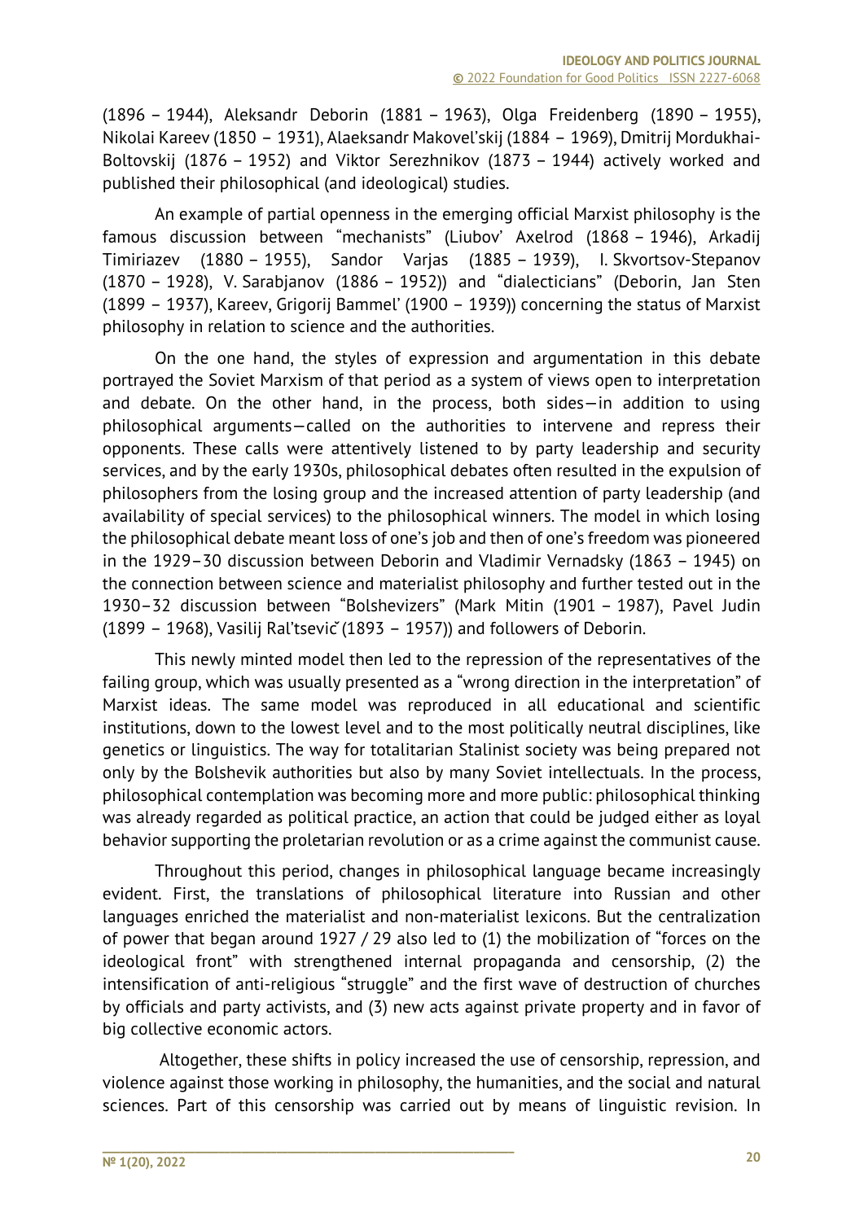(1896 – 1944), Aleksandr Deborin (1881 – 1963), Olga Freidenberg (1890 – 1955), Nikolai Kareev (1850 – 1931), Alaeksandr Makovel'skij (1884 – 1969), Dmitrij Mordukhai-Boltovskij (1876 – 1952) and Viktor Serezhnikov (1873 – 1944) actively worked and published their philosophical (and ideological) studies.

An example of partial openness in the emerging official Marxist philosophy is the famous discussion between "mechanists" (Liubov' Axelrod (1868 – 1946), Arkadij Timiriazev (1880 – 1955), Sandor Varjas (1885 – 1939), I. Skvortsov-Stepanov (1870 – 1928), V. Sarabjanov (1886 – 1952)) and "dialecticians" (Deborin, Jan Sten (1899 – 1937), Kareev, Grigorij Bammel' (1900 – 1939)) concerning the status of Marxist philosophy in relation to science and the authorities.

On the one hand, the styles of expression and argumentation in this debate portrayed the Soviet Marxism of that period as a system of views open to interpretation and debate. On the other hand, in the process, both sides—in addition to using philosophical arguments—called on the authorities to intervene and repress their opponents. These calls were attentively listened to by party leadership and security services, and by the early 1930s, philosophical debates often resulted in the expulsion of philosophers from the losing group and the increased attention of party leadership (and availability of special services) to the philosophical winners. The model in which losing the philosophical debate meant loss of one's job and then of one's freedom was pioneered in the 1929–30 discussion between Deborin and Vladimir Vernadsky (1863 – 1945) on the connection between science and materialist philosophy and further tested out in the 1930–32 discussion between "Bolshevizers" (Mark Mitin (1901 – 1987), Pavel Judin (1899 – 1968), Vasilij Ral'tsevič (1893 – 1957)) and followers of Deborin.

This newly minted model then led to the repression of the representatives of the failing group, which was usually presented as a "wrong direction in the interpretation" of Marxist ideas. The same model was reproduced in all educational and scientific institutions, down to the lowest level and to the most politically neutral disciplines, like genetics or linguistics. The way for totalitarian Stalinist society was being prepared not only by the Bolshevik authorities but also by many Soviet intellectuals. In the process, philosophical contemplation was becoming more and more public: philosophical thinking was already regarded as political practice, an action that could be judged either as loyal behavior supporting the proletarian revolution or as a crime against the communist cause.

Throughout this period, changes in philosophical language became increasingly evident. First, the translations of philosophical literature into Russian and other languages enriched the materialist and non-materialist lexicons. But the centralization of power that began around 1927 / 29 also led to (1) the mobilization of "forces on the ideological front" with strengthened internal propaganda and censorship, (2) the intensification of anti-religious "struggle" and the first wave of destruction of churches by officials and party activists, and (3) new acts against private property and in favor of big collective economic actors.

Altogether, these shifts in policy increased the use of censorship, repression, and violence against those working in philosophy, the humanities, and the social and natural sciences. Part of this censorship was carried out by means of linguistic revision. In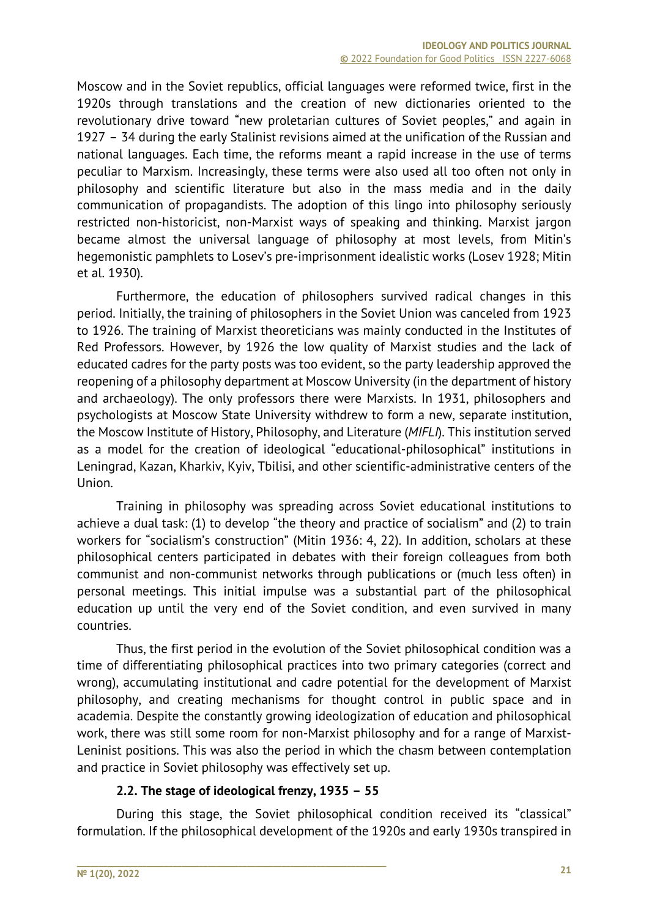Moscow and in the Soviet republics, official languages were reformed twice, first in the 1920s through translations and the creation of new dictionaries oriented to the revolutionary drive toward "new proletarian cultures of Soviet peoples," and again in 1927 – 34 during the early Stalinist revisions aimed at the unification of the Russian and national languages. Each time, the reforms meant a rapid increase in the use of terms peculiar to Marxism. Increasingly, these terms were also used all too often not only in philosophy and scientific literature but also in the mass media and in the daily communication of propagandists. The adoption of this lingo into philosophy seriously restricted non-historicist, non-Marxist ways of speaking and thinking. Marxist jargon became almost the universal language of philosophy at most levels, from Mitin's hegemonistic pamphlets to Losev's pre-imprisonment idealistic works (Losev 1928; Mitin et al. 1930).

Furthermore, the education of philosophers survived radical changes in this period. Initially, the training of philosophers in the Soviet Union was canceled from 1923 to 1926. The training of Marxist theoreticians was mainly conducted in the Institutes of Red Professors. However, by 1926 the low quality of Marxist studies and the lack of educated cadres for the party posts was too evident, so the party leadership approved the reopening of a philosophy department at Moscow University (in the department of history and archaeology). The only professors there were Marxists. In 1931, philosophers and psychologists at Moscow State University withdrew to form a new, separate institution, the Moscow Institute of History, Philosophy, and Literature (*MIFLI*). This institution served as a model for the creation of ideological "educational-philosophical" institutions in Leningrad, Kazan, Kharkiv, Kyiv, Tbilisi, and other scientific-administrative centers of the Union.

Training in philosophy was spreading across Soviet educational institutions to achieve a dual task: (1) to develop "the theory and practice of socialism" and (2) to train workers for "socialism's construction" (Mitin 1936: 4, 22). In addition, scholars at these philosophical centers participated in debates with their foreign colleagues from both communist and non-communist networks through publications or (much less often) in personal meetings. This initial impulse was a substantial part of the philosophical education up until the very end of the Soviet condition, and even survived in many countries.

Thus, the first period in the evolution of the Soviet philosophical condition was a time of differentiating philosophical practices into two primary categories (correct and wrong), accumulating institutional and cadre potential for the development of Marxist philosophy, and creating mechanisms for thought control in public space and in academia. Despite the constantly growing ideologization of education and philosophical work, there was still some room for non-Marxist philosophy and for a range of Marxist-Leninist positions. This was also the period in which the chasm between contemplation and practice in Soviet philosophy was effectively set up.

### 2.2. The stage of ideological frenzy, 1935 – 55

During this stage, the Soviet philosophical condition received its "classical" formulation. If the philosophical development of the 1920s and early 1930s transpired in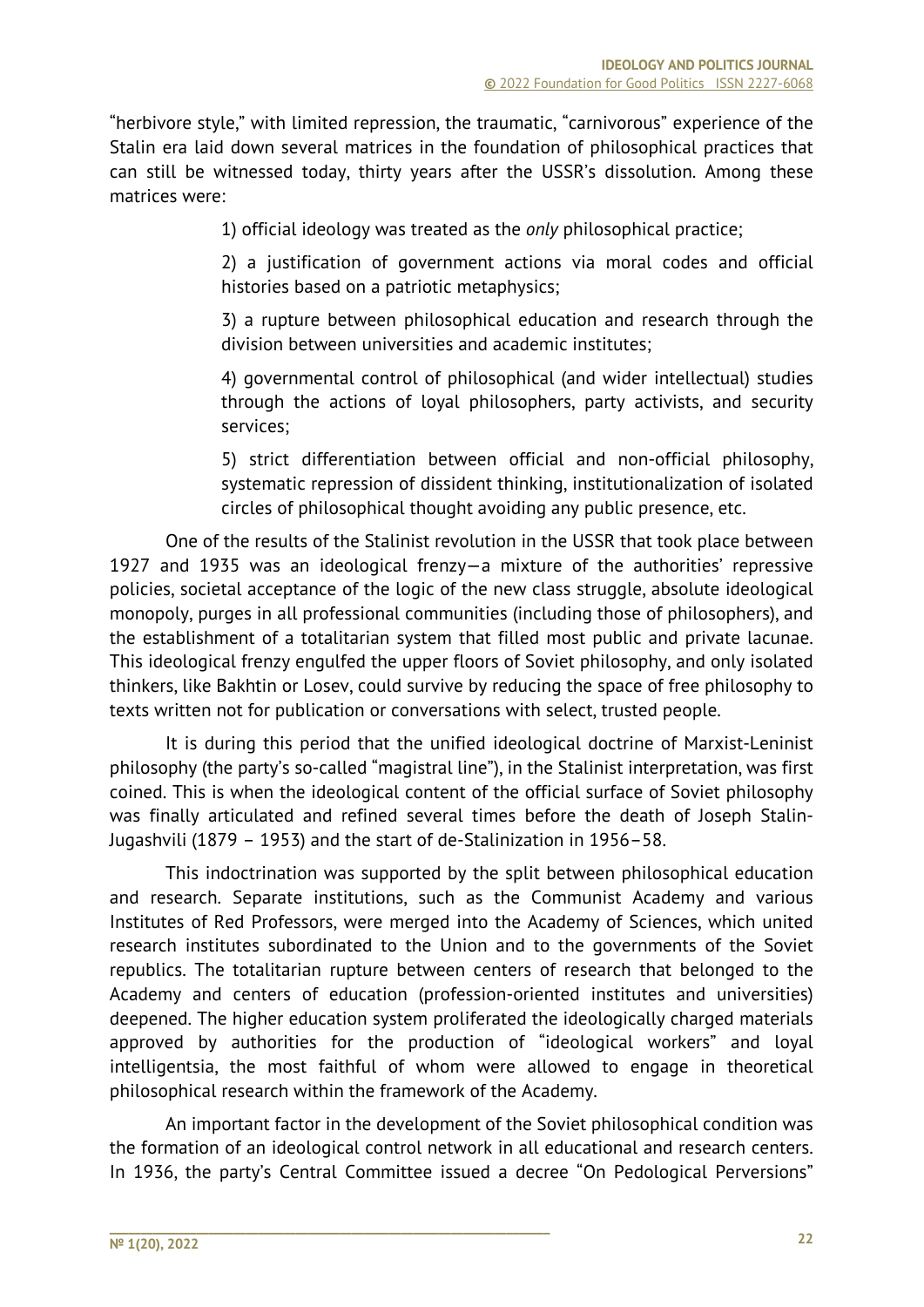"herbivore style," with limited repression, the traumatic, "carnivorous" experience of the Stalin era laid down several matrices in the foundation of philosophical practices that can still be witnessed today, thirty years after the USSR's dissolution. Among these matrices were:

1) official ideology was treated as the *only* philosophical practice;

2) a justification of government actions via moral codes and official histories based on a patriotic metaphysics;

3) a rupture between philosophical education and research through the division between universities and academic institutes;

4) governmental control of philosophical (and wider intellectual) studies through the actions of loyal philosophers, party activists, and security services;

5) strict differentiation between official and non-official philosophy, systematic repression of dissident thinking, institutionalization of isolated circles of philosophical thought avoiding any public presence, etc.

One of the results of the Stalinist revolution in the USSR that took place between 1927 and 1935 was an ideological frenzy—a mixture of the authorities' repressive policies, societal acceptance of the logic of the new class struggle, absolute ideological monopoly, purges in all professional communities (including those of philosophers), and the establishment of a totalitarian system that filled most public and private lacunae. This ideological frenzy engulfed the upper floors of Soviet philosophy, and only isolated thinkers, like Bakhtin or Losev, could survive by reducing the space of free philosophy to texts written not for publication or conversations with select, trusted people.

It is during this period that the unified ideological doctrine of Marxist-Leninist philosophy (the party's so-called "magistral line"), in the Stalinist interpretation, was first coined. This is when the ideological content of the official surface of Soviet philosophy was finally articulated and refined several times before the death of Joseph Stalin-Jugashvili (1879 – 1953) and the start of de-Stalinization in 1956–58.

This indoctrination was supported by the split between philosophical education and research. Separate institutions, such as the Communist Academy and various Institutes of Red Professors, were merged into the Academy of Sciences, which united research institutes subordinated to the Union and to the governments of the Soviet republics. The totalitarian rupture between centers of research that belonged to the Academy and centers of education (profession-oriented institutes and universities) deepened. The higher education system proliferated the ideologically charged materials approved by authorities for the production of "ideological workers" and loyal intelligentsia, the most faithful of whom were allowed to engage in theoretical philosophical research within the framework of the Academy.

An important factor in the development of the Soviet philosophical condition was the formation of an ideological control network in all educational and research centers. In 1936, the party's Central Committee issued a decree "On Pedological Perversions"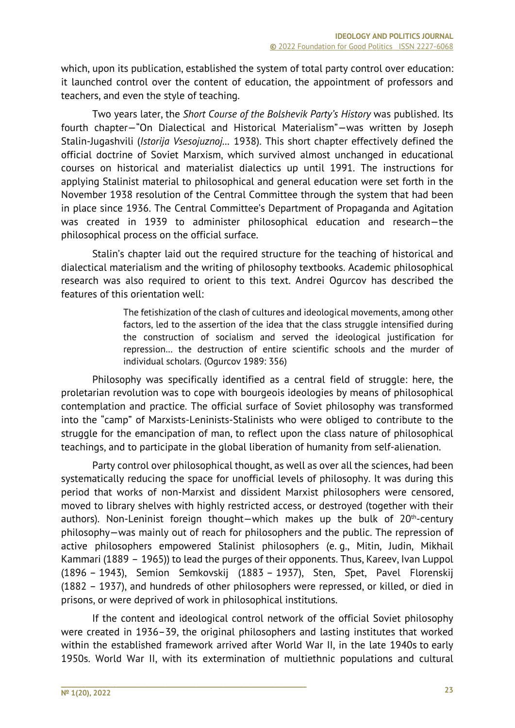which, upon its publication, established the system of total party control over education: it launched control over the content of education, the appointment of professors and teachers, and even the style of teaching.

Two years later, the *Short Course of the Bolshevik Party's History* was published. Its fourth chapter—"On Dialectical and Historical Materialism"—was written by Joseph Stalin-Jugashvili (*Istorija Vsesojuznoj*… 1938). This short chapter effectively defined the official doctrine of Soviet Marxism, which survived almost unchanged in educational courses on historical and materialist dialectics up until 1991. The instructions for applying Stalinist material to philosophical and general education were set forth in the November 1938 resolution of the Central Committee through the system that had been in place since 1936. The Central Committee's Department of Propaganda and Agitation was created in 1939 to administer philosophical education and research—the philosophical process on the official surface.

Stalin's chapter laid out the required structure for the teaching of historical and dialectical materialism and the writing of philosophy textbooks. Academic philosophical research was also required to orient to this text. Andrei Ogurcov has described the features of this orientation well:

> The fetishization of the clash of cultures and ideological movements, among other factors, led to the assertion of the idea that the class struggle intensified during the construction of socialism and served the ideological justification for repression… the destruction of entire scientific schools and the murder of individual scholars. (Ogurcov 1989: 356)

Philosophy was specifically identified as a central field of struggle: here, the proletarian revolution was to cope with bourgeois ideologies by means of philosophical contemplation and practice. The official surface of Soviet philosophy was transformed into the "camp" of Marxists-Leninists-Stalinists who were obliged to contribute to the struggle for the emancipation of man, to reflect upon the class nature of philosophical teachings, and to participate in the global liberation of humanity from self-alienation.

Party control over philosophical thought, as well as over all the sciences, had been systematically reducing the space for unofficial levels of philosophy. It was during this period that works of non-Marxist and dissident Marxist philosophers were censored, moved to library shelves with highly restricted access, or destroyed (together with their authors). Non-Leninist foreign thought—which makes up the bulk of 20th-century philosophy—was mainly out of reach for philosophers and the public. The repression of active philosophers empowered Stalinist philosophers (e. g., Mitin, Judin, Mikhail Kammari (1889 – 1965)) to lead the purges of their opponents. Thus, Kareev, Ivan Luppol (1896 – 1943), Semion Semkovskij (1883 – 1937), Sten, Špet, Pavel Florenskij (1882 – 1937), and hundreds of other philosophers were repressed, or killed, or died in prisons, or were deprived of work in philosophical institutions.

If the content and ideological control network of the official Soviet philosophy were created in 1936–39, the original philosophers and lasting institutes that worked within the established framework arrived after World War II, in the late 1940s to early 1950s. World War II, with its extermination of multiethnic populations and cultural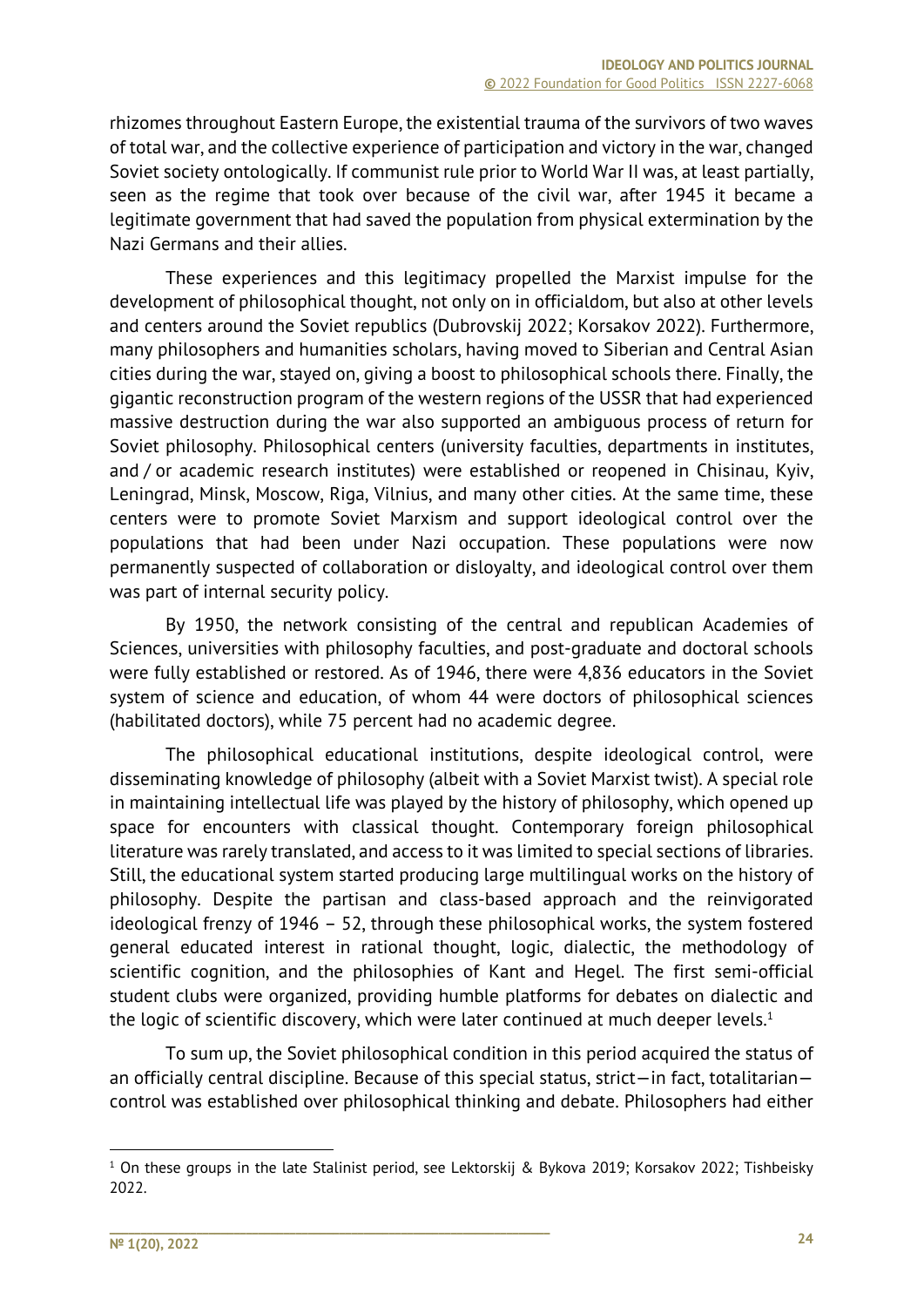rhizomes throughout Eastern Europe, the existential trauma of the survivors of two waves of total war, and the collective experience of participation and victory in the war, changed Soviet society ontologically. If communist rule prior to World War II was, at least partially, seen as the regime that took over because of the civil war, after 1945 it became a legitimate government that had saved the population from physical extermination by the Nazi Germans and their allies.

These experiences and this legitimacy propelled the Marxist impulse for the development of philosophical thought, not only on in officialdom, but also at other levels and centers around the Soviet republics (Dubrovskij 2022; Korsakov 2022). Furthermore, many philosophers and humanities scholars, having moved to Siberian and Central Asian cities during the war, stayed on, giving a boost to philosophical schools there. Finally, the gigantic reconstruction program of the western regions of the USSR that had experienced massive destruction during the war also supported an ambiguous process of return for Soviet philosophy. Philosophical centers (university faculties, departments in institutes, and / or academic research institutes) were established or reopened in Chisinau, Kyiv, Leningrad, Minsk, Moscow, Riga, Vilnius, and many other cities. At the same time, these centers were to promote Soviet Marxism and support ideological control over the populations that had been under Nazi occupation. These populations were now permanently suspected of collaboration or disloyalty, and ideological control over them was part of internal security policy.

By 1950, the network consisting of the central and republican Academies of Sciences, universities with philosophy faculties, and post-graduate and doctoral schools were fully established or restored. As of 1946, there were 4,836 educators in the Soviet system of science and education, of whom 44 were doctors of philosophical sciences (habilitated doctors), while 75 percent had no academic degree.

The philosophical educational institutions, despite ideological control, were disseminating knowledge of philosophy (albeit with a Soviet Marxist twist). A special role in maintaining intellectual life was played by the history of philosophy, which opened up space for encounters with classical thought. Contemporary foreign philosophical literature was rarely translated, and access to it was limited to special sections of libraries. Still, the educational system started producing large multilingual works on the history of philosophy. Despite the partisan and class-based approach and the reinvigorated ideological frenzy of 1946 – 52, through these philosophical works, the system fostered general educated interest in rational thought, logic, dialectic, the methodology of scientific cognition, and the philosophies of Kant and Hegel. The first semi-official student clubs were organized, providing humble platforms for debates on dialectic and the logic of scientific discovery, which were later continued at much deeper levels.[1]

To sum up, the Soviet philosophical condition in this period acquired the status of an officially central discipline. Because of this special status, strict—in fact, totalitarian—control was established over philosophical thinking and debate. Philosophers had either

---

[1] On these groups in the late Stalinist period, see Lektorskij & Bykova 2019; Korsakov 2022; Tishbeisky 2022.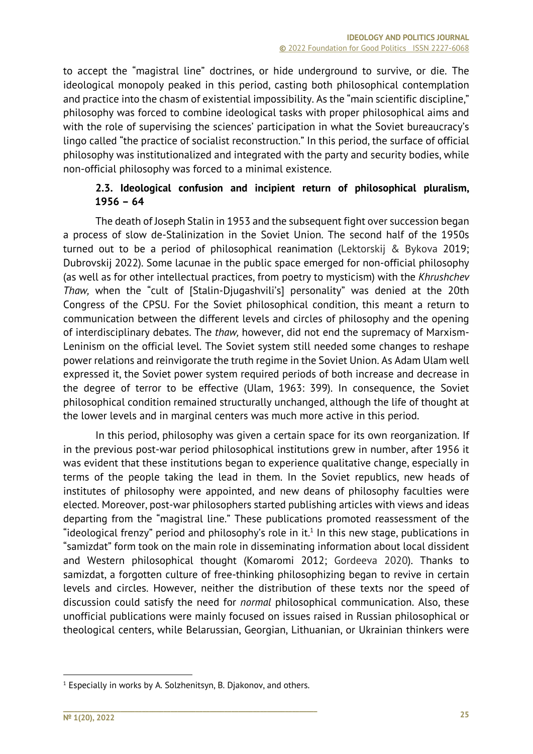to accept the "magistral line" doctrines, or hide underground to survive, or die. The ideological monopoly peaked in this period, casting both philosophical contemplation and practice into the chasm of existential impossibility. As the "main scientific discipline," philosophy was forced to combine ideological tasks with proper philosophical aims and with the role of supervising the sciences' participation in what the Soviet bureaucracy's lingo called "the practice of socialist reconstruction." In this period, the surface of official philosophy was institutionalized and integrated with the party and security bodies, while non-official philosophy was forced to a minimal existence.

### 2.3. Ideological confusion and incipient return of philosophical pluralism, 1956 – 64

The death of Joseph Stalin in 1953 and the subsequent fight over succession began a process of slow de-Stalinization in the Soviet Union. The second half of the 1950s turned out to be a period of philosophical reanimation (Lektorskij & Bykova 2019; Dubrovskij 2022). Some lacunae in the public space emerged for non-official philosophy (as well as for other intellectual practices, from poetry to mysticism) with the *Khrushchev Thaw,* when the "cult of [Stalin-Djugashvili's] personality" was denied at the 20th Congress of the CPSU. For the Soviet philosophical condition, this meant a return to communication between the different levels and circles of philosophy and the opening of interdisciplinary debates. The *thaw,* however, did not end the supremacy of Marxism-Leninism on the official level. The Soviet system still needed some changes to reshape power relations and reinvigorate the truth regime in the Soviet Union. As Adam Ulam well expressed it, the Soviet power system required periods of both increase and decrease in the degree of terror to be effective (Ulam, 1963: 399). In consequence, the Soviet philosophical condition remained structurally unchanged, although the life of thought at the lower levels and in marginal centers was much more active in this period.

In this period, philosophy was given a certain space for its own reorganization. If in the previous post-war period philosophical institutions grew in number, after 1956 it was evident that these institutions began to experience qualitative change, especially in terms of the people taking the lead in them. In the Soviet republics, new heads of institutes of philosophy were appointed, and new deans of philosophy faculties were elected. Moreover, post-war philosophers started publishing articles with views and ideas departing from the "magistral line." These publications promoted reassessment of the "ideological frenzy" period and philosophy's role in it.[1] In this new stage, publications in "samizdat" form took on the main role in disseminating information about local dissident and Western philosophical thought (Komaromi 2012; Gordeeva 2020). Thanks to samizdat, a forgotten culture of free-thinking philosophizing began to revive in certain levels and circles. However, neither the distribution of these texts nor the speed of discussion could satisfy the need for *normal* philosophical communication. Also, these unofficial publications were mainly focused on issues raised in Russian philosophical or theological centers, while Belarussian, Georgian, Lithuanian, or Ukrainian thinkers were

[1] Especially in works by A. Solzhenitsyn, B. Djakonov, and others.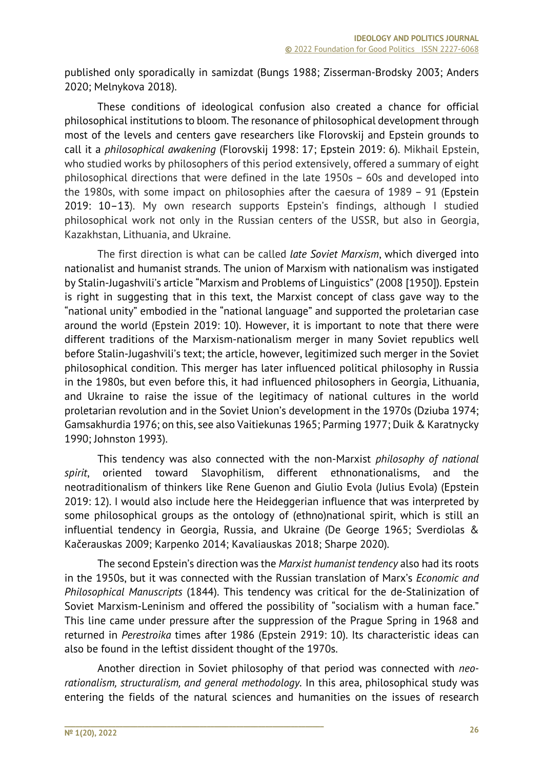published only sporadically in samizdat (Bungs 1988; Zisserman-Brodsky 2003; Anders 2020; Melnykova 2018).

These conditions of ideological confusion also created a chance for official philosophical institutions to bloom. The resonance of philosophical development through most of the levels and centers gave researchers like Florovskij and Epstein grounds to call it a *philosophical awakening* (Florovskij 1998: 17; Epstein 2019: 6). Mikhail Epstein, who studied works by philosophers of this period extensively, offered a summary of eight philosophical directions that were defined in the late 1950s – 60s and developed into the 1980s, with some impact on philosophies after the caesura of 1989 – 91 (Epstein 2019: 10–13). My own research supports Epstein's findings, although I studied philosophical work not only in the Russian centers of the USSR, but also in Georgia, Kazakhstan, Lithuania, and Ukraine.

The first direction is what can be called *late Soviet Marxism*, which diverged into nationalist and humanist strands. The union of Marxism with nationalism was instigated by Stalin-Jugashvili's article "Marxism and Problems of Linguistics" (2008 [1950]). Epstein is right in suggesting that in this text, the Marxist concept of class gave way to the "national unity" embodied in the "national language" and supported the proletarian case around the world (Epstein 2019: 10). However, it is important to note that there were different traditions of the Marxism-nationalism merger in many Soviet republics well before Stalin-Jugashvili's text; the article, however, legitimized such merger in the Soviet philosophical condition. This merger has later influenced political philosophy in Russia in the 1980s, but even before this, it had influenced philosophers in Georgia, Lithuania, and Ukraine to raise the issue of the legitimacy of national cultures in the world proletarian revolution and in the Soviet Union's development in the 1970s (Dziuba 1974; Gamsakhurdia 1976; on this, see also Vaitiekunas 1965; Parming 1977; Duik & Karatnycky 1990; Johnston 1993).

This tendency was also connected with the non-Marxist *philosophy of national spirit*, oriented toward Slavophilism, different ethnonationalisms, and the neotraditionalism of thinkers like Rene Guenon and Giulio Evola (Julius Evola) (Epstein 2019: 12). I would also include here the Heideggerian influence that was interpreted by some philosophical groups as the ontology of (ethno)national spirit, which is still an influential tendency in Georgia, Russia, and Ukraine (De George 1965; Sverdiolas & Kačerauskas 2009; Karpenko 2014; Kavaliauskas 2018; Sharpe 2020).

The second Epstein's direction was the *Marxist humanist tendency* also had its roots in the 1950s, but it was connected with the Russian translation of Marx's *Economic and Philosophical Manuscripts* (1844). This tendency was critical for the de-Stalinization of Soviet Marxism-Leninism and offered the possibility of "socialism with a human face." This line came under pressure after the suppression of the Prague Spring in 1968 and returned in *Perestroika* times after 1986 (Epstein 2919: 10). Its characteristic ideas can also be found in the leftist dissident thought of the 1970s.

Another direction in Soviet philosophy of that period was connected with *neo-rationalism, structuralism, and general methodology*. In this area, philosophical study was entering the fields of the natural sciences and humanities on the issues of research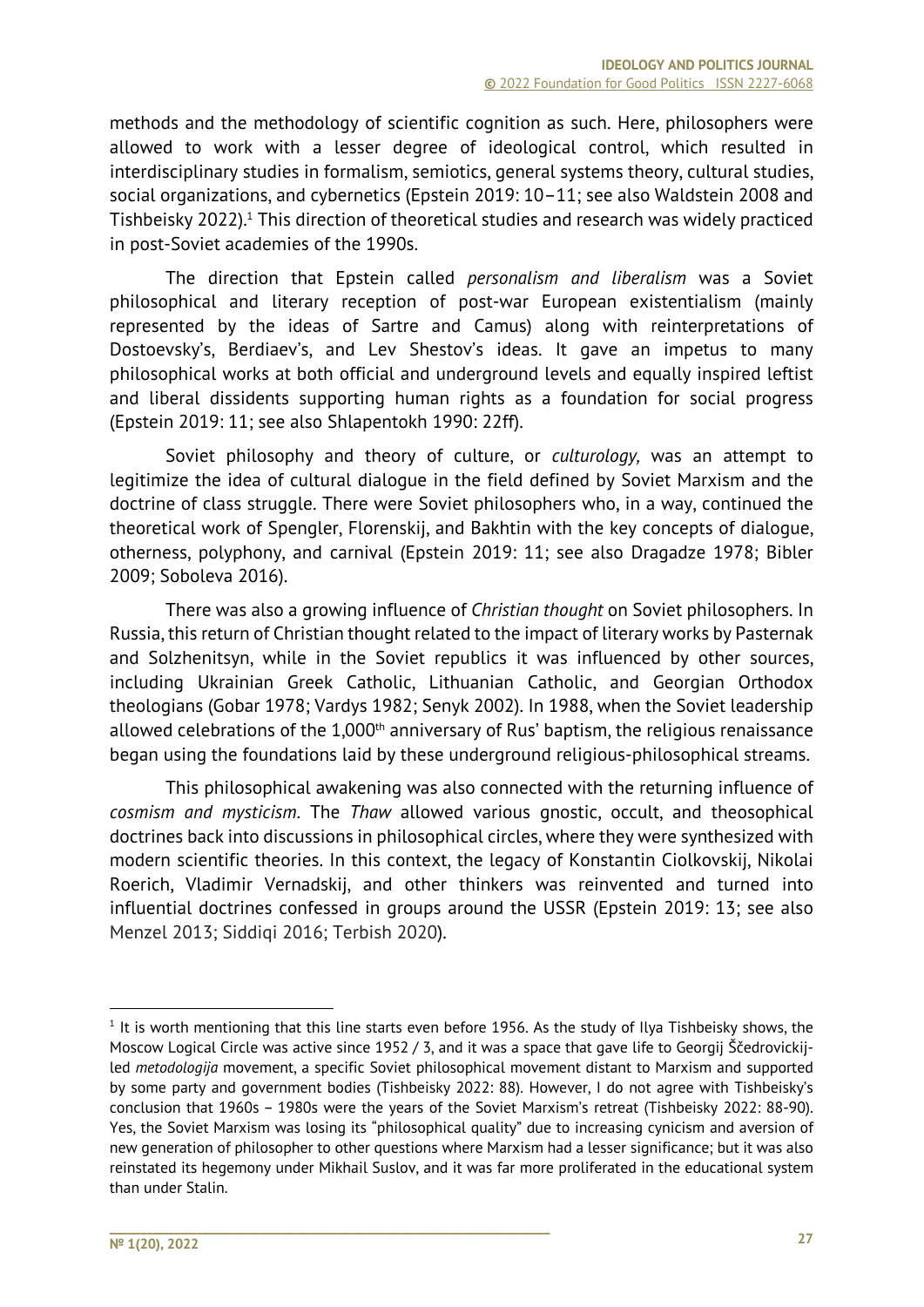methods and the methodology of scientific cognition as such. Here, philosophers were allowed to work with a lesser degree of ideological control, which resulted in interdisciplinary studies in formalism, semiotics, general systems theory, cultural studies, social organizations, and cybernetics (Epstein 2019: 10–11; see also Waldstein 2008 and Tishbeisky 2022).[1] This direction of theoretical studies and research was widely practiced in post-Soviet academies of the 1990s.

The direction that Epstein called *personalism and liberalism* was a Soviet philosophical and literary reception of post-war European existentialism (mainly represented by the ideas of Sartre and Camus) along with reinterpretations of Dostoevsky's, Berdiaev's, and Lev Shestov's ideas. It gave an impetus to many philosophical works at both official and underground levels and equally inspired leftist and liberal dissidents supporting human rights as a foundation for social progress (Epstein 2019: 11; see also Shlapentokh 1990: 22ff).

Soviet philosophy and theory of culture, or *culturology,* was an attempt to legitimize the idea of cultural dialogue in the field defined by Soviet Marxism and the doctrine of class struggle. There were Soviet philosophers who, in a way, continued the theoretical work of Spengler, Florenskij, and Bakhtin with the key concepts of dialogue, otherness, polyphony, and carnival (Epstein 2019: 11; see also Dragadze 1978; Bibler 2009; Soboleva 2016).

There was also a growing influence of *Christian thought* on Soviet philosophers. In Russia, this return of Christian thought related to the impact of literary works by Pasternak and Solzhenitsyn, while in the Soviet republics it was influenced by other sources, including Ukrainian Greek Catholic, Lithuanian Catholic, and Georgian Orthodox theologians (Gobar 1978; Vardys 1982; Senyk 2002). In 1988, when the Soviet leadership allowed celebrations of the 1,000th anniversary of Rus' baptism, the religious renaissance began using the foundations laid by these underground religious-philosophical streams.

This philosophical awakening was also connected with the returning influence of *cosmism and mysticism*. The *Thaw* allowed various gnostic, occult, and theosophical doctrines back into discussions in philosophical circles, where they were synthesized with modern scientific theories. In this context, the legacy of Konstantin Ciolkovskij, Nikolai Roerich, Vladimir Vernadskij, and other thinkers was reinvented and turned into influential doctrines confessed in groups around the USSR (Epstein 2019: 13; see also Menzel 2013; Siddiqi 2016; Terbish 2020).

---

[1] It is worth mentioning that this line starts even before 1956. As the study of Ilya Tishbeisky shows, the Moscow Logical Circle was active since 1952 / 3, and it was a space that gave life to Georgij Ščedrovickij-led *metodologija* movement, a specific Soviet philosophical movement distant to Marxism and supported by some party and government bodies (Tishbeisky 2022: 88). However, I do not agree with Tishbeisky's conclusion that 1960s – 1980s were the years of the Soviet Marxism's retreat (Tishbeisky 2022: 88-90). Yes, the Soviet Marxism was losing its "philosophical quality" due to increasing cynicism and aversion of new generation of philosopher to other questions where Marxism had a lesser significance; but it was also reinstated its hegemony under Mikhail Suslov, and it was far more proliferated in the educational system than under Stalin.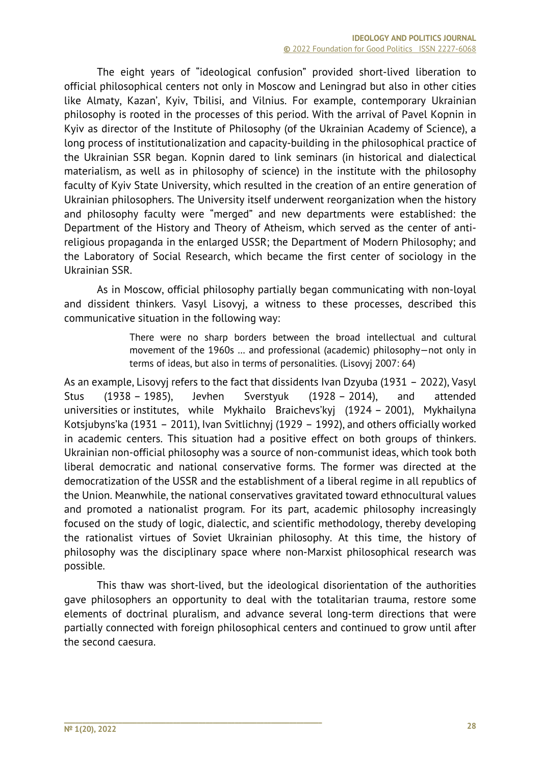The eight years of "ideological confusion" provided short-lived liberation to official philosophical centers not only in Moscow and Leningrad but also in other cities like Almaty, Kazan', Kyiv, Tbilisi, and Vilnius. For example, contemporary Ukrainian philosophy is rooted in the processes of this period. With the arrival of Pavel Kopnin in Kyiv as director of the Institute of Philosophy (of the Ukrainian Academy of Science), a long process of institutionalization and capacity-building in the philosophical practice of the Ukrainian SSR began. Kopnin dared to link seminars (in historical and dialectical materialism, as well as in philosophy of science) in the institute with the philosophy faculty of Kyiv State University, which resulted in the creation of an entire generation of Ukrainian philosophers. The University itself underwent reorganization when the history and philosophy faculty were "merged" and new departments were established: the Department of the History and Theory of Atheism, which served as the center of anti-religious propaganda in the enlarged USSR; the Department of Modern Philosophy; and the Laboratory of Social Research, which became the first center of sociology in the Ukrainian SSR.

As in Moscow, official philosophy partially began communicating with non-loyal and dissident thinkers. Vasyl Lisovyj, a witness to these processes, described this communicative situation in the following way:

> There were no sharp borders between the broad intellectual and cultural movement of the 1960s … and professional (academic) philosophy—not only in terms of ideas, but also in terms of personalities. (Lisovyj 2007: 64)

As an example, Lisovyj refers to the fact that dissidents Ivan Dzyuba (1931 – 2022), Vasyl Stus (1938 – 1985), Jevhen Sverstyuk (1928 – 2014), and attended universities or institutes, while Mykhailo Braichevs'kyj (1924 – 2001), Mykhailyna Kotsjubyns'ka (1931 – 2011), Ivan Svitlichnyj (1929 – 1992), and others officially worked in academic centers. This situation had a positive effect on both groups of thinkers. Ukrainian non-official philosophy was a source of non-communist ideas, which took both liberal democratic and national conservative forms. The former was directed at the democratization of the USSR and the establishment of a liberal regime in all republics of the Union. Meanwhile, the national conservatives gravitated toward ethnocultural values and promoted a nationalist program. For its part, academic philosophy increasingly focused on the study of logic, dialectic, and scientific methodology, thereby developing the rationalist virtues of Soviet Ukrainian philosophy. At this time, the history of philosophy was the disciplinary space where non-Marxist philosophical research was possible.

This thaw was short-lived, but the ideological disorientation of the authorities gave philosophers an opportunity to deal with the totalitarian trauma, restore some elements of doctrinal pluralism, and advance several long-term directions that were partially connected with foreign philosophical centers and continued to grow until after the second caesura.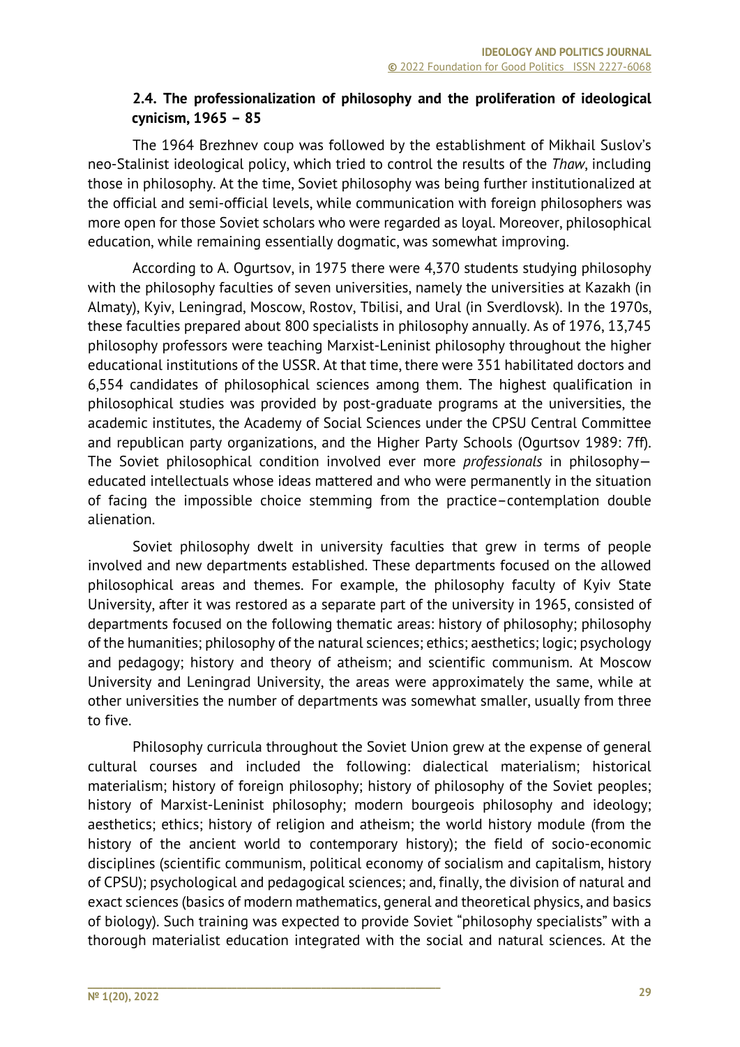### 2.4. The professionalization of philosophy and the proliferation of ideological cynicism, 1965 – 85

The 1964 Brezhnev coup was followed by the establishment of Mikhail Suslov's neo-Stalinist ideological policy, which tried to control the results of the *Thaw*, including those in philosophy. At the time, Soviet philosophy was being further institutionalized at the official and semi-official levels, while communication with foreign philosophers was more open for those Soviet scholars who were regarded as loyal. Moreover, philosophical education, while remaining essentially dogmatic, was somewhat improving.

According to A. Ogurtsov, in 1975 there were 4,370 students studying philosophy with the philosophy faculties of seven universities, namely the universities at Kazakh (in Almaty), Kyiv, Leningrad, Moscow, Rostov, Tbilisi, and Ural (in Sverdlovsk). In the 1970s, these faculties prepared about 800 specialists in philosophy annually. As of 1976, 13,745 philosophy professors were teaching Marxist-Leninist philosophy throughout the higher educational institutions of the USSR. At that time, there were 351 habilitated doctors and 6,554 candidates of philosophical sciences among them. The highest qualification in philosophical studies was provided by post-graduate programs at the universities, the academic institutes, the Academy of Social Sciences under the CPSU Central Committee and republican party organizations, and the Higher Party Schools (Ogurtsov 1989: 7ff). The Soviet philosophical condition involved ever more *professionals* in philosophy—educated intellectuals whose ideas mattered and who were permanently in the situation of facing the impossible choice stemming from the practice–contemplation double alienation.

Soviet philosophy dwelt in university faculties that grew in terms of people involved and new departments established. These departments focused on the allowed philosophical areas and themes. For example, the philosophy faculty of Kyiv State University, after it was restored as a separate part of the university in 1965, consisted of departments focused on the following thematic areas: history of philosophy; philosophy of the humanities; philosophy of the natural sciences; ethics; aesthetics; logic; psychology and pedagogy; history and theory of atheism; and scientific communism. At Moscow University and Leningrad University, the areas were approximately the same, while at other universities the number of departments was somewhat smaller, usually from three to five.

Philosophy curricula throughout the Soviet Union grew at the expense of general cultural courses and included the following: dialectical materialism; historical materialism; history of foreign philosophy; history of philosophy of the Soviet peoples; history of Marxist-Leninist philosophy; modern bourgeois philosophy and ideology; aesthetics; ethics; history of religion and atheism; the world history module (from the history of the ancient world to contemporary history); the field of socio-economic disciplines (scientific communism, political economy of socialism and capitalism, history of CPSU); psychological and pedagogical sciences; and, finally, the division of natural and exact sciences (basics of modern mathematics, general and theoretical physics, and basics of biology). Such training was expected to provide Soviet "philosophy specialists" with a thorough materialist education integrated with the social and natural sciences. At the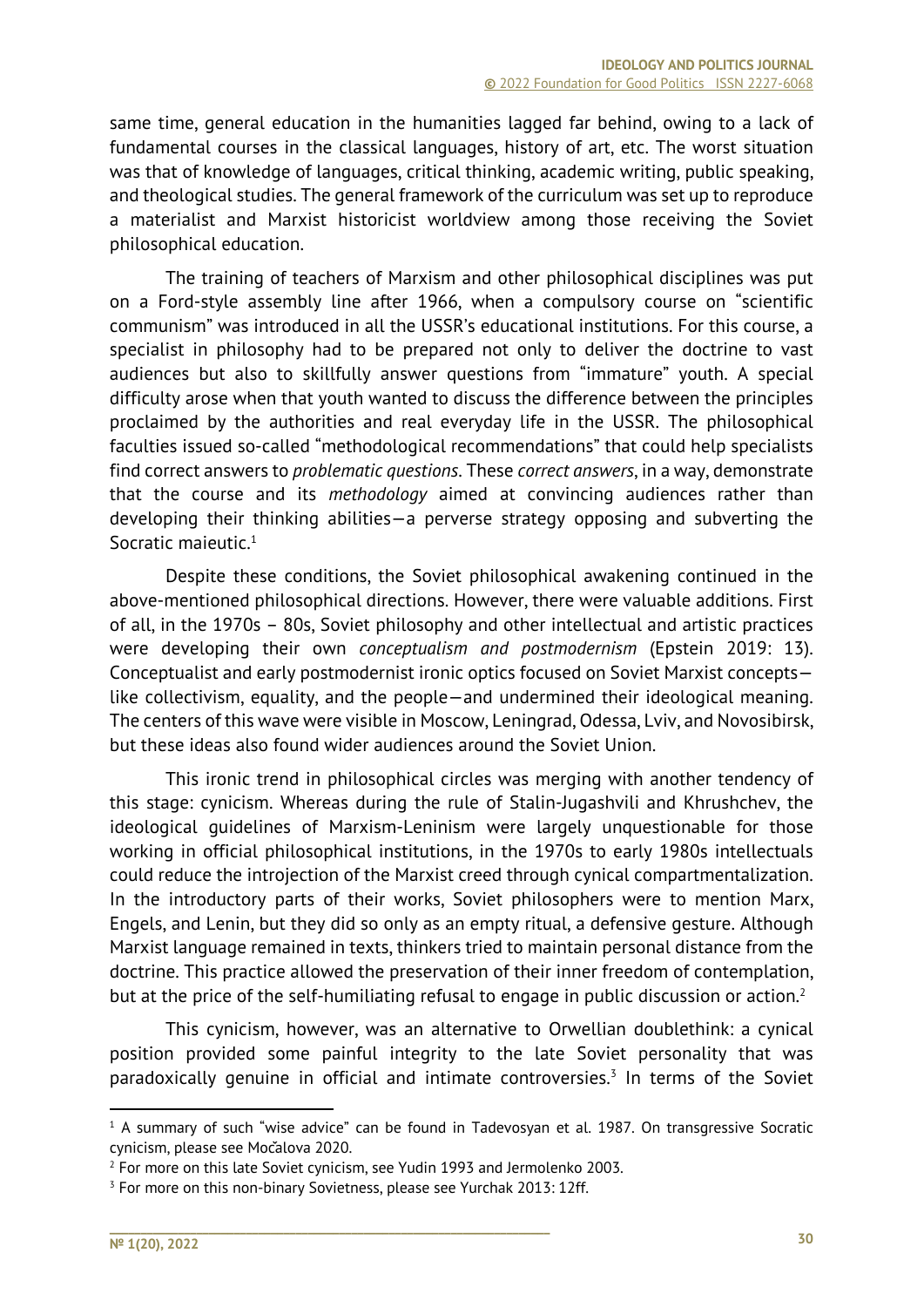same time, general education in the humanities lagged far behind, owing to a lack of fundamental courses in the classical languages, history of art, etc. The worst situation was that of knowledge of languages, critical thinking, academic writing, public speaking, and theological studies. The general framework of the curriculum was set up to reproduce a materialist and Marxist historicist worldview among those receiving the Soviet philosophical education.

The training of teachers of Marxism and other philosophical disciplines was put on a Ford-style assembly line after 1966, when a compulsory course on "scientific communism" was introduced in all the USSR's educational institutions. For this course, a specialist in philosophy had to be prepared not only to deliver the doctrine to vast audiences but also to skillfully answer questions from "immature" youth. A special difficulty arose when that youth wanted to discuss the difference between the principles proclaimed by the authorities and real everyday life in the USSR. The philosophical faculties issued so-called "methodological recommendations" that could help specialists find correct answers to *problematic questions*. These *correct answers*, in a way, demonstrate that the course and its *methodology* aimed at convincing audiences rather than developing their thinking abilities—a perverse strategy opposing and subverting the Socratic maieutic.[1]

Despite these conditions, the Soviet philosophical awakening continued in the above-mentioned philosophical directions. However, there were valuable additions. First of all, in the 1970s – 80s, Soviet philosophy and other intellectual and artistic practices were developing their own *conceptualism and postmodernism* (Epstein 2019: 13). Conceptualist and early postmodernist ironic optics focused on Soviet Marxist concepts—like collectivism, equality, and the people—and undermined their ideological meaning. The centers of this wave were visible in Moscow, Leningrad, Odessa, Lviv, and Novosibirsk, but these ideas also found wider audiences around the Soviet Union.

This ironic trend in philosophical circles was merging with another tendency of this stage: cynicism. Whereas during the rule of Stalin-Jugashvili and Khrushchev, the ideological guidelines of Marxism-Leninism were largely unquestionable for those working in official philosophical institutions, in the 1970s to early 1980s intellectuals could reduce the introjection of the Marxist creed through cynical compartmentalization. In the introductory parts of their works, Soviet philosophers were to mention Marx, Engels, and Lenin, but they did so only as an empty ritual, a defensive gesture. Although Marxist language remained in texts, thinkers tried to maintain personal distance from the doctrine. This practice allowed the preservation of their inner freedom of contemplation, but at the price of the self-humiliating refusal to engage in public discussion or action.[2]

This cynicism, however, was an alternative to Orwellian doublethink: a cynical position provided some painful integrity to the late Soviet personality that was paradoxically genuine in official and intimate controversies.[3] In terms of the Soviet

---

[1] A summary of such "wise advice" can be found in Tadevosyan et al. 1987. On transgressive Socratic cynicism, please see Močalova 2020.

[2] For more on this late Soviet cynicism, see Yudin 1993 and Jermolenko 2003.

[3] For more on this non-binary Sovietness, please see Yurchak 2013: 12ff.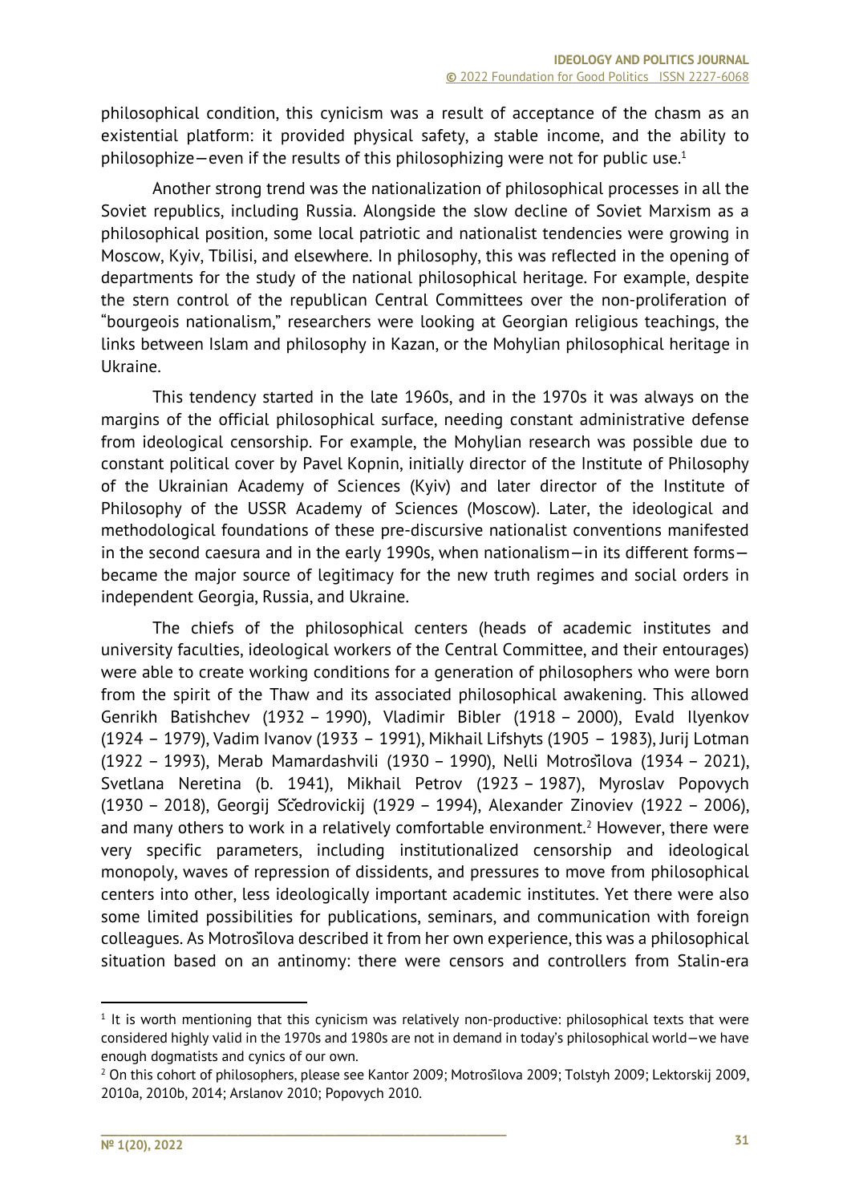philosophical condition, this cynicism was a result of acceptance of the chasm as an existential platform: it provided physical safety, a stable income, and the ability to philosophize—even if the results of this philosophizing were not for public use.[1]

Another strong trend was the nationalization of philosophical processes in all the Soviet republics, including Russia. Alongside the slow decline of Soviet Marxism as a philosophical position, some local patriotic and nationalist tendencies were growing in Moscow, Kyiv, Tbilisi, and elsewhere. In philosophy, this was reflected in the opening of departments for the study of the national philosophical heritage. For example, despite the stern control of the republican Central Committees over the non-proliferation of "bourgeois nationalism," researchers were looking at Georgian religious teachings, the links between Islam and philosophy in Kazan, or the Mohylian philosophical heritage in Ukraine.

This tendency started in the late 1960s, and in the 1970s it was always on the margins of the official philosophical surface, needing constant administrative defense from ideological censorship. For example, the Mohylian research was possible due to constant political cover by Pavel Kopnin, initially director of the Institute of Philosophy of the Ukrainian Academy of Sciences (Kyiv) and later director of the Institute of Philosophy of the USSR Academy of Sciences (Moscow). Later, the ideological and methodological foundations of these pre-discursive nationalist conventions manifested in the second caesura and in the early 1990s, when nationalism—in its different forms—became the major source of legitimacy for the new truth regimes and social orders in independent Georgia, Russia, and Ukraine.

The chiefs of the philosophical centers (heads of academic institutes and university faculties, ideological workers of the Central Committee, and their entourages) were able to create working conditions for a generation of philosophers who were born from the spirit of the Thaw and its associated philosophical awakening. This allowed Genrikh Batishchev (1932 – 1990), Vladimir Bibler (1918 – 2000), Evald Ilyenkov (1924 – 1979), Vadim Ivanov (1933 – 1991), Mikhail Lifshyts (1905 – 1983), Jurij Lotman (1922 – 1993), Merab Mamardashvili (1930 – 1990), Nelli Motrošilova (1934 – 2021), Svetlana Neretina (b. 1941), Mikhail Petrov (1923 – 1987), Myroslav Popovych (1930 – 2018), Georgij Ščedrovickij (1929 – 1994), Alexander Zinoviev (1922 – 2006), and many others to work in a relatively comfortable environment.[2] However, there were very specific parameters, including institutionalized censorship and ideological monopoly, waves of repression of dissidents, and pressures to move from philosophical centers into other, less ideologically important academic institutes. Yet there were also some limited possibilities for publications, seminars, and communication with foreign colleagues. As Motrošilova described it from her own experience, this was a philosophical situation based on an antinomy: there were censors and controllers from Stalin-era

---

[1] It is worth mentioning that this cynicism was relatively non-productive: philosophical texts that were considered highly valid in the 1970s and 1980s are not in demand in today's philosophical world—we have enough dogmatists and cynics of our own.

[2] On this cohort of philosophers, please see Kantor 2009; Motrošilova 2009; Tolstyh 2009; Lektorskij 2009, 2010a, 2010b, 2014; Arslanov 2010; Popovych 2010.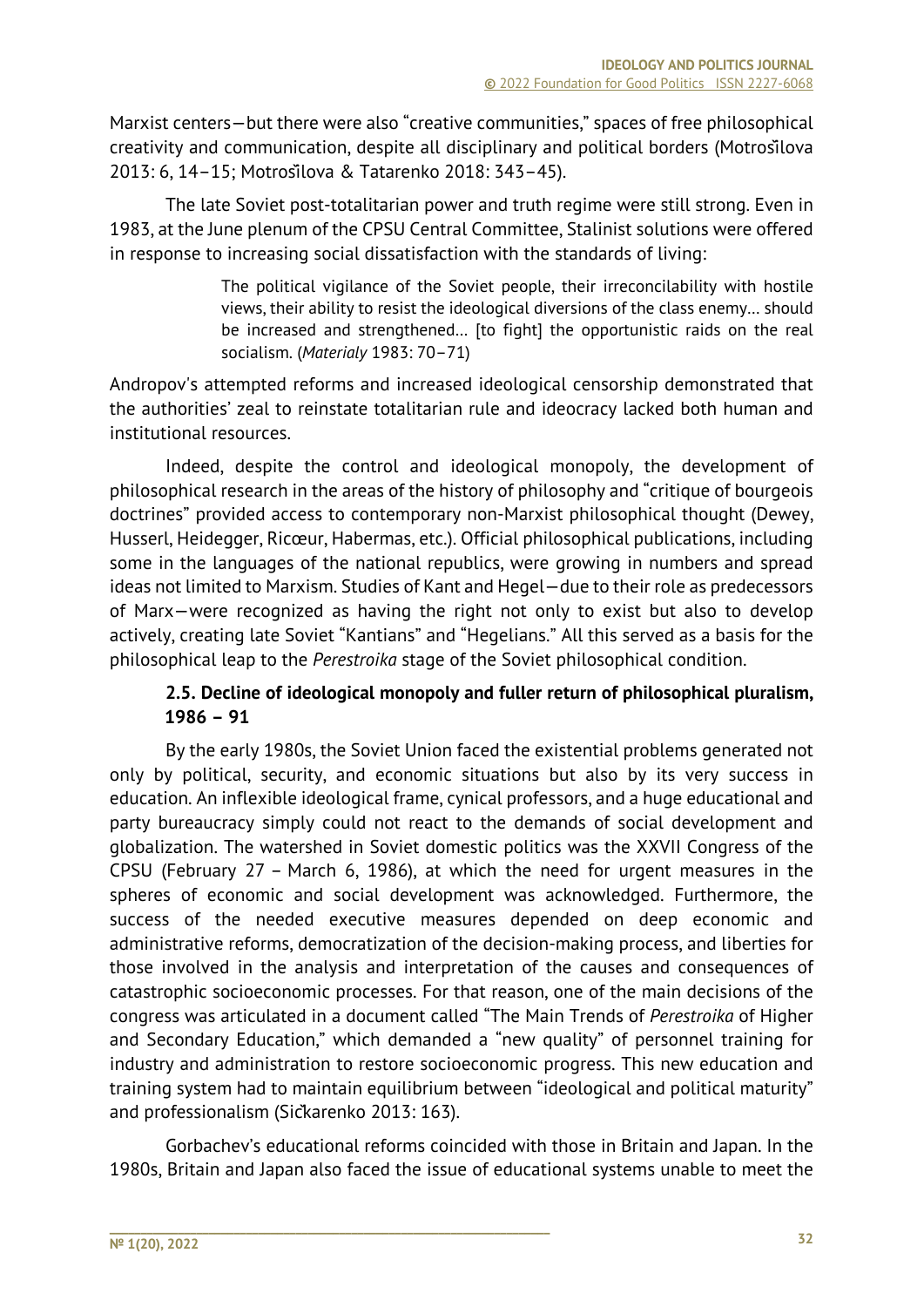Marxist centers—but there were also "creative communities," spaces of free philosophical creativity and communication, despite all disciplinary and political borders (Motrošilova 2013: 6, 14–15; Motrošilova & Tatarenko 2018: 343–45).

The late Soviet post-totalitarian power and truth regime were still strong. Even in 1983, at the June plenum of the CPSU Central Committee, Stalinist solutions were offered in response to increasing social dissatisfaction with the standards of living:

> The political vigilance of the Soviet people, their irreconcilability with hostile views, their ability to resist the ideological diversions of the class enemy… should be increased and strengthened… [to fight] the opportunistic raids on the real socialism. (*Materialy* 1983: 70–71)

Andropov's attempted reforms and increased ideological censorship demonstrated that the authorities' zeal to reinstate totalitarian rule and ideocracy lacked both human and institutional resources.

Indeed, despite the control and ideological monopoly, the development of philosophical research in the areas of the history of philosophy and "critique of bourgeois doctrines" provided access to contemporary non-Marxist philosophical thought (Dewey, Husserl, Heidegger, Ricœur, Habermas, etc.). Official philosophical publications, including some in the languages of the national republics, were growing in numbers and spread ideas not limited to Marxism. Studies of Kant and Hegel—due to their role as predecessors of Marx—were recognized as having the right not only to exist but also to develop actively, creating late Soviet "Kantians" and "Hegelians." All this served as a basis for the philosophical leap to the *Perestroika* stage of the Soviet philosophical condition.

### 2.5. Decline of ideological monopoly and fuller return of philosophical pluralism, 1986 – 91

By the early 1980s, the Soviet Union faced the existential problems generated not only by political, security, and economic situations but also by its very success in education. An inflexible ideological frame, cynical professors, and a huge educational and party bureaucracy simply could not react to the demands of social development and globalization. The watershed in Soviet domestic politics was the XXVII Congress of the CPSU (February 27 – March 6, 1986), at which the need for urgent measures in the spheres of economic and social development was acknowledged. Furthermore, the success of the needed executive measures depended on deep economic and administrative reforms, democratization of the decision-making process, and liberties for those involved in the analysis and interpretation of the causes and consequences of catastrophic socioeconomic processes. For that reason, one of the main decisions of the congress was articulated in a document called "The Main Trends of *Perestroika* of Higher and Secondary Education," which demanded a "new quality" of personnel training for industry and administration to restore socioeconomic progress. This new education and training system had to maintain equilibrium between "ideological and political maturity" and professionalism (Sičkarenko 2013: 163).

Gorbachev's educational reforms coincided with those in Britain and Japan. In the 1980s, Britain and Japan also faced the issue of educational systems unable to meet the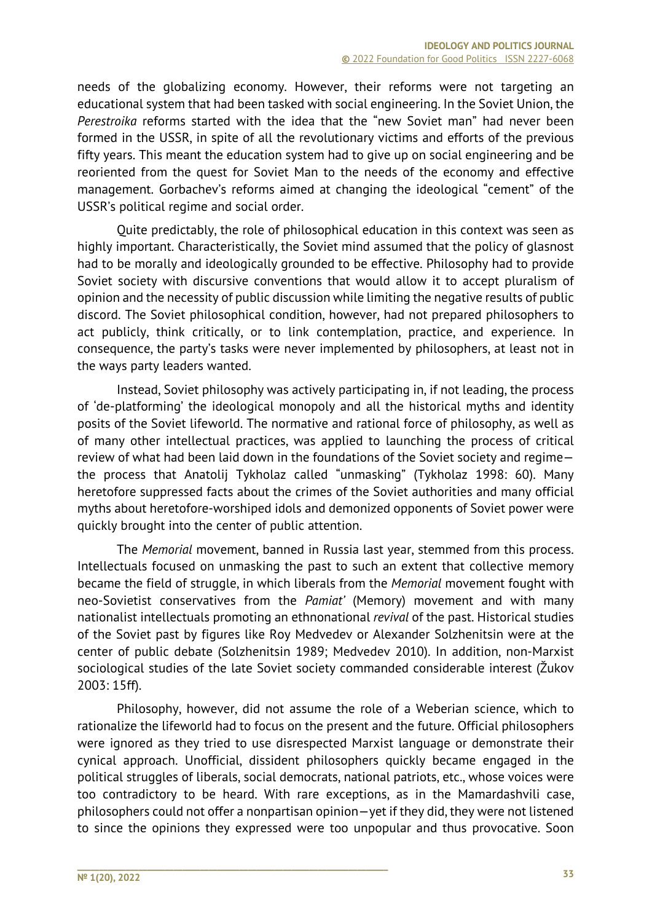needs of the globalizing economy. However, their reforms were not targeting an educational system that had been tasked with social engineering. In the Soviet Union, the *Perestroika* reforms started with the idea that the "new Soviet man" had never been formed in the USSR, in spite of all the revolutionary victims and efforts of the previous fifty years. This meant the education system had to give up on social engineering and be reoriented from the quest for Soviet Man to the needs of the economy and effective management. Gorbachev's reforms aimed at changing the ideological "cement" of the USSR's political regime and social order.

Quite predictably, the role of philosophical education in this context was seen as highly important. Characteristically, the Soviet mind assumed that the policy of glasnost had to be morally and ideologically grounded to be effective. Philosophy had to provide Soviet society with discursive conventions that would allow it to accept pluralism of opinion and the necessity of public discussion while limiting the negative results of public discord. The Soviet philosophical condition, however, had not prepared philosophers to act publicly, think critically, or to link contemplation, practice, and experience. In consequence, the party's tasks were never implemented by philosophers, at least not in the ways party leaders wanted.

Instead, Soviet philosophy was actively participating in, if not leading, the process of 'de-platforming' the ideological monopoly and all the historical myths and identity posits of the Soviet lifeworld. The normative and rational force of philosophy, as well as of many other intellectual practices, was applied to launching the process of critical review of what had been laid down in the foundations of the Soviet society and regime—the process that Anatolij Tykholaz called "unmasking" (Tykholaz 1998: 60). Many heretofore suppressed facts about the crimes of the Soviet authorities and many official myths about heretofore-worshiped idols and demonized opponents of Soviet power were quickly brought into the center of public attention.

The *Memorial* movement, banned in Russia last year, stemmed from this process. Intellectuals focused on unmasking the past to such an extent that collective memory became the field of struggle, in which liberals from the *Memorial* movement fought with neo-Sovietist conservatives from the *Pamiat'* (Memory) movement and with many nationalist intellectuals promoting an ethnonational *revival* of the past. Historical studies of the Soviet past by figures like Roy Medvedev or Alexander Solzhenitsin were at the center of public debate (Solzhenitsin 1989; Medvedev 2010). In addition, non-Marxist sociological studies of the late Soviet society commanded considerable interest (Žukov 2003: 15ff).

Philosophy, however, did not assume the role of a Weberian science, which to rationalize the lifeworld had to focus on the present and the future. Official philosophers were ignored as they tried to use disrespected Marxist language or demonstrate their cynical approach. Unofficial, dissident philosophers quickly became engaged in the political struggles of liberals, social democrats, national patriots, etc., whose voices were too contradictory to be heard. With rare exceptions, as in the Mamardashvili case, philosophers could not offer a nonpartisan opinion—yet if they did, they were not listened to since the opinions they expressed were too unpopular and thus provocative. Soon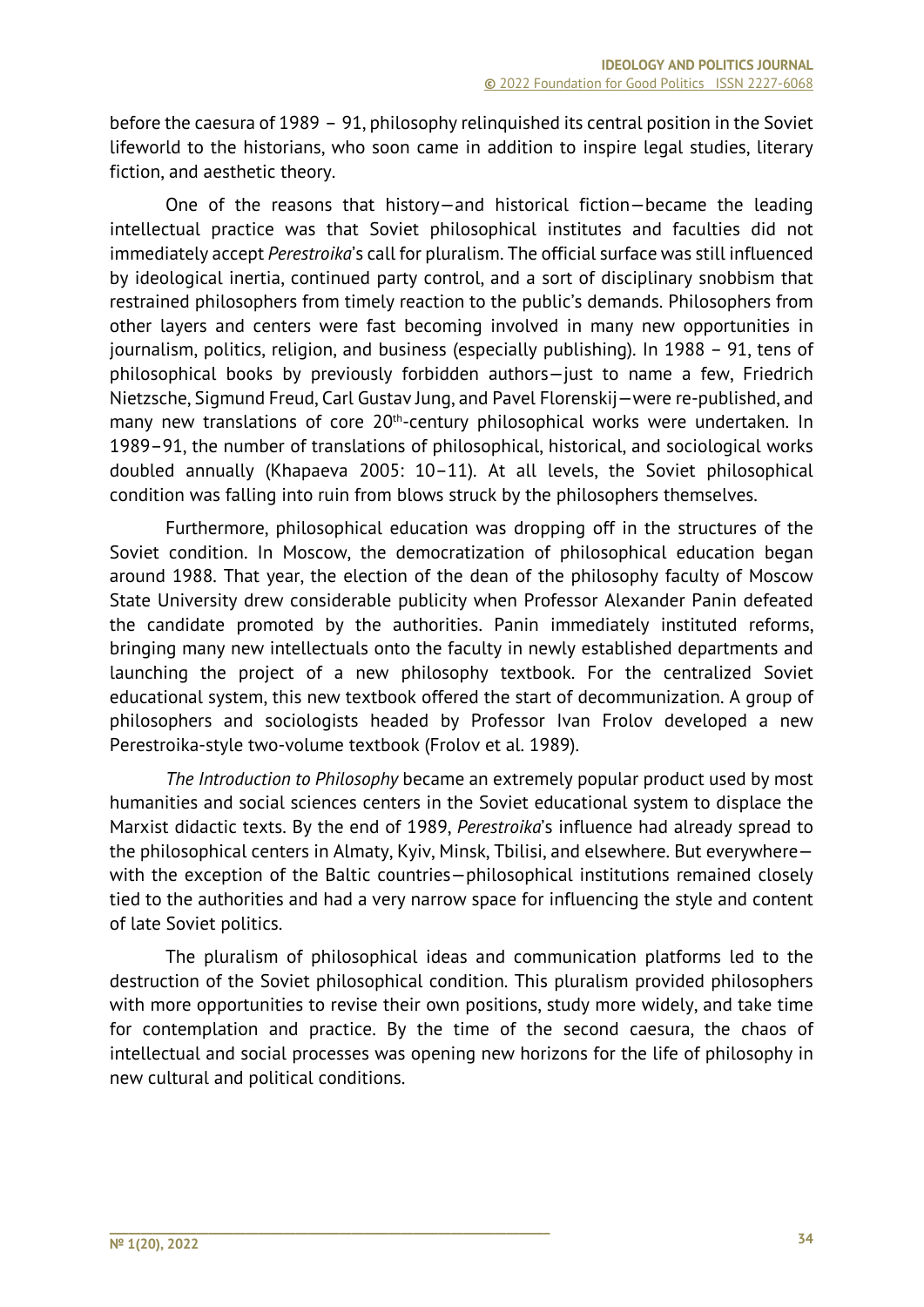before the caesura of 1989 – 91, philosophy relinquished its central position in the Soviet lifeworld to the historians, who soon came in addition to inspire legal studies, literary fiction, and aesthetic theory.

One of the reasons that history—and historical fiction—became the leading intellectual practice was that Soviet philosophical institutes and faculties did not immediately accept *Perestroika*'s call for pluralism. The official surface was still influenced by ideological inertia, continued party control, and a sort of disciplinary snobbism that restrained philosophers from timely reaction to the public's demands. Philosophers from other layers and centers were fast becoming involved in many new opportunities in journalism, politics, religion, and business (especially publishing). In 1988 – 91, tens of philosophical books by previously forbidden authors—just to name a few, Friedrich Nietzsche, Sigmund Freud, Carl Gustav Jung, and Pavel Florenskij—were re-published, and many new translations of core 20th-century philosophical works were undertaken. In 1989–91, the number of translations of philosophical, historical, and sociological works doubled annually (Khapaeva 2005: 10–11). At all levels, the Soviet philosophical condition was falling into ruin from blows struck by the philosophers themselves.

Furthermore, philosophical education was dropping off in the structures of the Soviet condition. In Moscow, the democratization of philosophical education began around 1988. That year, the election of the dean of the philosophy faculty of Moscow State University drew considerable publicity when Professor Alexander Panin defeated the candidate promoted by the authorities. Panin immediately instituted reforms, bringing many new intellectuals onto the faculty in newly established departments and launching the project of a new philosophy textbook. For the centralized Soviet educational system, this new textbook offered the start of decommunization. A group of philosophers and sociologists headed by Professor Ivan Frolov developed a new Perestroika-style two-volume textbook (Frolov et al. 1989).

*The Introduction to Philosophy* became an extremely popular product used by most humanities and social sciences centers in the Soviet educational system to displace the Marxist didactic texts. By the end of 1989, *Perestroika*'s influence had already spread to the philosophical centers in Almaty, Kyiv, Minsk, Tbilisi, and elsewhere. But everywhere—with the exception of the Baltic countries—philosophical institutions remained closely tied to the authorities and had a very narrow space for influencing the style and content of late Soviet politics.

The pluralism of philosophical ideas and communication platforms led to the destruction of the Soviet philosophical condition. This pluralism provided philosophers with more opportunities to revise their own positions, study more widely, and take time for contemplation and practice. By the time of the second caesura, the chaos of intellectual and social processes was opening new horizons for the life of philosophy in new cultural and political conditions.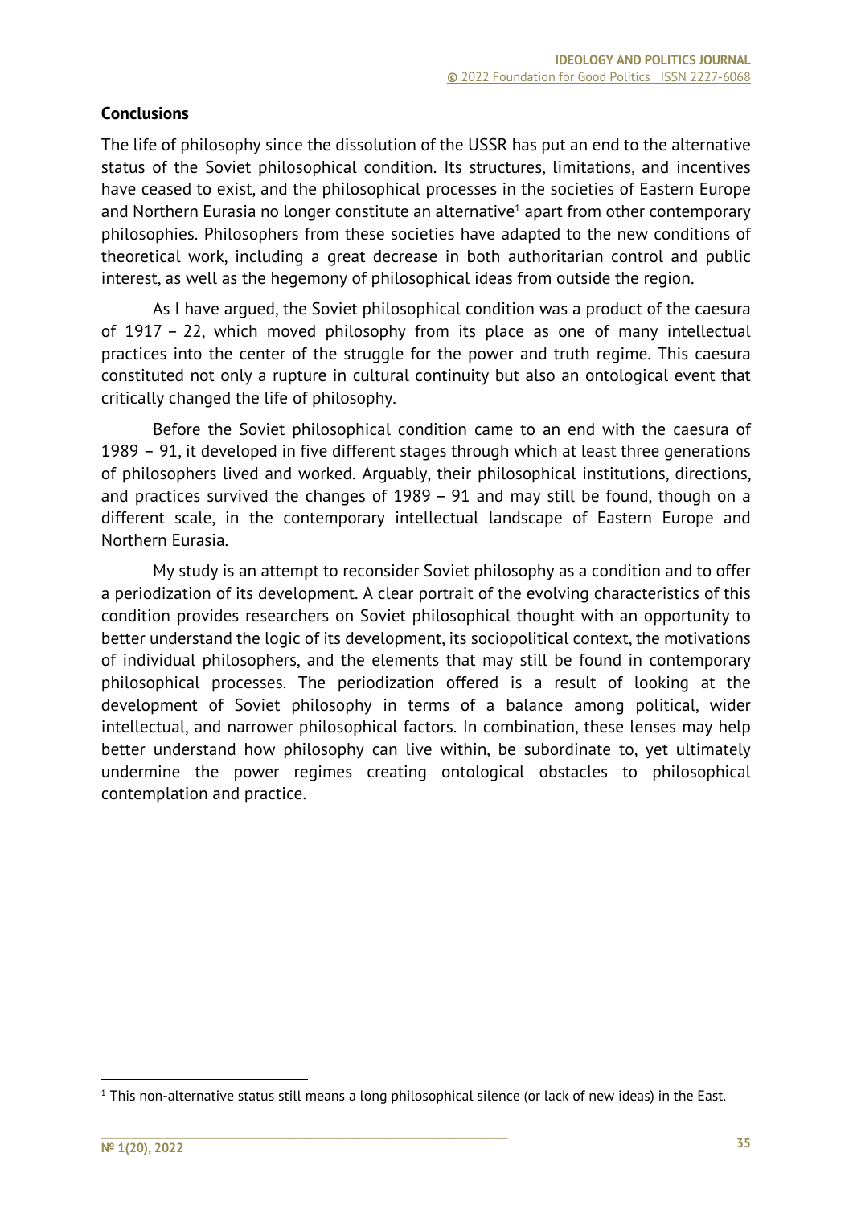## Conclusions

The life of philosophy since the dissolution of the USSR has put an end to the alternative status of the Soviet philosophical condition. Its structures, limitations, and incentives have ceased to exist, and the philosophical processes in the societies of Eastern Europe and Northern Eurasia no longer constitute an alternative[1] apart from other contemporary philosophies. Philosophers from these societies have adapted to the new conditions of theoretical work, including a great decrease in both authoritarian control and public interest, as well as the hegemony of philosophical ideas from outside the region.

As I have argued, the Soviet philosophical condition was a product of the caesura of 1917 – 22, which moved philosophy from its place as one of many intellectual practices into the center of the struggle for the power and truth regime. This caesura constituted not only a rupture in cultural continuity but also an ontological event that critically changed the life of philosophy.

Before the Soviet philosophical condition came to an end with the caesura of 1989 – 91, it developed in five different stages through which at least three generations of philosophers lived and worked. Arguably, their philosophical institutions, directions, and practices survived the changes of 1989 – 91 and may still be found, though on a different scale, in the contemporary intellectual landscape of Eastern Europe and Northern Eurasia.

My study is an attempt to reconsider Soviet philosophy as a condition and to offer a periodization of its development. A clear portrait of the evolving characteristics of this condition provides researchers on Soviet philosophical thought with an opportunity to better understand the logic of its development, its sociopolitical context, the motivations of individual philosophers, and the elements that may still be found in contemporary philosophical processes. The periodization offered is a result of looking at the development of Soviet philosophy in terms of a balance among political, wider intellectual, and narrower philosophical factors. In combination, these lenses may help better understand how philosophy can live within, be subordinate to, yet ultimately undermine the power regimes creating ontological obstacles to philosophical contemplation and practice.

[1] This non-alternative status still means a long philosophical silence (or lack of new ideas) in the East.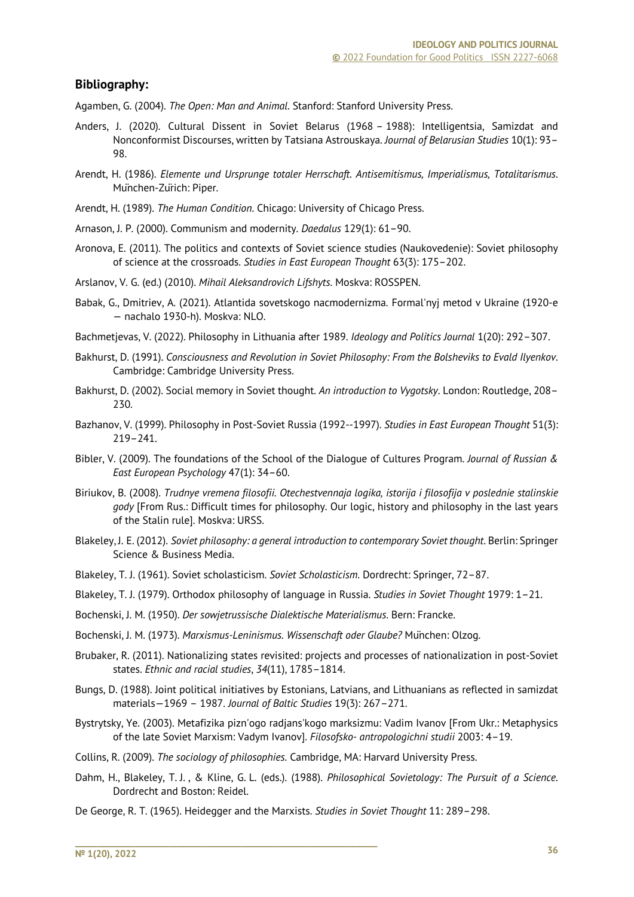## Bibliography:

Agamben, G. (2004). *The Open: Man and Animal*. Stanford: Stanford University Press.

Anders, J. (2020). Cultural Dissent in Soviet Belarus (1968 – 1988): Intelligentsia, Samizdat and Nonconformist Discourses, written by Tatsiana Astrouskaya. *Journal of Belarusian Studies* 10(1): 93–98.

Arendt, H. (1986). *Elemente und Ursprunge totaler Herrschaft. Antisemitismus, Imperialismus, Totalitarismus*. München-Zürich: Piper.

Arendt, H. (1989). *The Human Condition*. Chicago: University of Chicago Press.

Arnason, J. P. (2000). Communism and modernity. *Daedalus* 129(1): 61–90.

Aronova, E. (2011). The politics and contexts of Soviet science studies (Naukovedenie): Soviet philosophy of science at the crossroads. *Studies in East European Thought* 63(3): 175–202.

Arslanov, V. G. (ed.) (2010). *Mihail Aleksandrovich Lifshyts*. Moskva: ROSSPEN.

Babak, G., Dmitriev, A. (2021). Atlantida sovetskogo nacmodernizma. Formal'nyj metod v Ukraine (1920-e — nachalo 1930-h). Moskva: NLO.

Bachmetjevas, V. (2022). Philosophy in Lithuania after 1989. *Ideology and Politics Journal* 1(20): 292–307.

Bakhurst, D. (1991). *Consciousness and Revolution in Soviet Philosophy: From the Bolsheviks to Evald Ilyenkov*. Cambridge: Cambridge University Press.

Bakhurst, D. (2002). Social memory in Soviet thought. *An introduction to Vygotsky*. London: Routledge, 208–230.

Bazhanov, V. (1999). Philosophy in Post-Soviet Russia (1992--1997). *Studies in East European Thought* 51(3): 219–241.

Bibler, V. (2009). The foundations of the School of the Dialogue of Cultures Program. *Journal of Russian & East European Psychology* 47(1): 34–60.

Biriukov, B. (2008). *Trudnye vremena filosofii. Otechestvennaja logika, istorija i filosofija v poslednie stalinskie gody* [From Rus.: Difficult times for philosophy. Our logic, history and philosophy in the last years of the Stalin rule]. Moskva: URSS.

Blakeley, J. E. (2012). *Soviet philosophy: a general introduction to contemporary Soviet thought*. Berlin: Springer Science & Business Media.

Blakeley, T. J. (1961). Soviet scholasticism. *Soviet Scholasticism*. Dordrecht: Springer, 72–87.

Blakeley, T. J. (1979). Orthodox philosophy of language in Russia. *Studies in Soviet Thought* 1979: 1–21.

Bochenski, J. M. (1950). *Der sowjetrussische Dialektische Materialismus*. Bern: Francke.

Bochenski, J. M. (1973). *Marxismus-Leninismus. Wissenschaft oder Glaube?* München: Olzog.

Brubaker, R. (2011). Nationalizing states revisited: projects and processes of nationalization in post-Soviet states. *Ethnic and racial studies*, *34*(11), 1785–1814.

Bungs, D. (1988). Joint political initiatives by Estonians, Latvians, and Lithuanians as reflected in samizdat materials—1969 – 1987. *Journal of Baltic Studies* 19(3): 267–271.

Bystrytsky, Ye. (2003). Metafizika pizn'ogo radjans'kogo marksizmu: Vadim Ivanov [From Ukr.: Metaphysics of the late Soviet Marxism: Vadym Ivanov]. *Filosofsko- antropologichni studii* 2003: 4–19.

Collins, R. (2009). *The sociology of philosophies*. Cambridge, MA: Harvard University Press.

Dahm, H., Blakeley, T. J. , & Kline, G. L. (eds.). (1988). *Philosophical Sovietology: The Pursuit of a Science*. Dordrecht and Boston: Reidel.

De George, R. T. (1965). Heidegger and the Marxists. *Studies in Soviet Thought* 11: 289–298.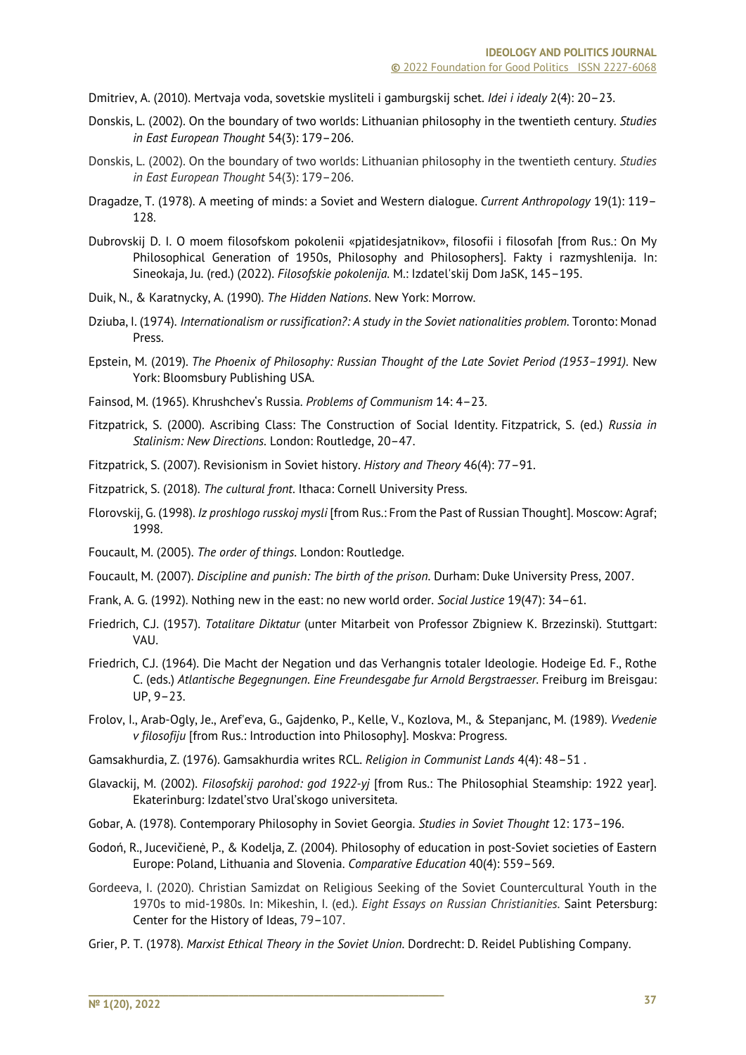Dmitriev, A. (2010). Mertvaja voda, sovetskie mysliteli i gamburgskij schet. *Idei i idealy* 2(4): 20–23.

Donskis, L. (2002). On the boundary of two worlds: Lithuanian philosophy in the twentieth century. *Studies in East European Thought* 54(3): 179–206.

Donskis, L. (2002). On the boundary of two worlds: Lithuanian philosophy in the twentieth century. *Studies in East European Thought* 54(3): 179–206.

Dragadze, T. (1978). A meeting of minds: a Soviet and Western dialogue. *Current Anthropology* 19(1): 119–128.

Dubrovskij D. I. O moem filosofskom pokolenii «pjatidesjatnikov», filosofii i filosofah [from Rus.: On My Philosophical Generation of 1950s, Philosophy and Philosophers]. Fakty i razmyshlenija. In: Sineokaja, Ju. (red.) (2022). *Filosofskie pokolenija.* M.: Izdatel'skij Dom JaSK, 145–195.

Duik, N., & Karatnycky, A. (1990). *The Hidden Nations*. New York: Morrow.

Dziuba, I. (1974). *Internationalism or russification?: A study in the Soviet nationalities problem*. Toronto: Monad Press.

Epstein, M. (2019). *The Phoenix of Philosophy: Russian Thought of the Late Soviet Period (1953–1991)*. New York: Bloomsbury Publishing USA.

Fainsod, M. (1965). Khrushchev's Russia. *Problems of Communism* 14: 4–23.

Fitzpatrick, S. (2000). Ascribing Class: The Construction of Social Identity. Fitzpatrick, S. (ed.) *Russia in Stalinism: New Directions*. London: Routledge, 20–47.

Fitzpatrick, S. (2007). Revisionism in Soviet history. *History and Theory* 46(4): 77–91.

Fitzpatrick, S. (2018). *The cultural front*. Ithaca: Cornell University Press.

Florovskij, G. (1998). *Iz proshlogo russkoj mysli* [from Rus.: From the Past of Russian Thought]. Moscow: Agraf; 1998.

Foucault, M. (2005). *The order of things*. London: Routledge.

Foucault, M. (2007). *Discipline and punish: The birth of the prison*. Durham: Duke University Press, 2007.

Frank, A. G. (1992). Nothing new in the east: no new world order. *Social Justice* 19(47): 34–61.

Friedrich, C.J. (1957). *Totalitare Diktatur* (unter Mitarbeit von Professor Zbigniew K. Brzezinski). Stuttgart: VAU.

Friedrich, C.J. (1964). Die Macht der Negation und das Verhangnis totaler Ideologie. Hodeige Ed. F., Rothe C. (eds.) *Atlantische Begegnungen. Eine Freundesgabe fur Arnold Bergstraesser*. Freiburg im Breisgau: UP, 9–23.

Frolov, I., Arab-Ogly, Je., Aref'eva, G., Gajdenko, P., Kelle, V., Kozlova, M., & Stepanjanc, M. (1989). *Vvedenie v filosofiju* [from Rus.: Introduction into Philosophy]. Moskva: Progress.

Gamsakhurdia, Z. (1976). Gamsakhurdia writes RCL. *Religion in Communist Lands* 4(4): 48–51 .

Glavackij, M. (2002). *Filosofskij parohod: god 1922-yj* [from Rus.: The Philosophial Steamship: 1922 year]. Ekaterinburg: Izdatel'stvo Ural'skogo universiteta.

Gobar, A. (1978). Contemporary Philosophy in Soviet Georgia. *Studies in Soviet Thought* 12: 173–196.

Godoń, R., Jucevičienė, P., & Kodelja, Z. (2004). Philosophy of education in post-Soviet societies of Eastern Europe: Poland, Lithuania and Slovenia. *Comparative Education* 40(4): 559–569.

Gordeeva, I. (2020). Christian Samizdat on Religious Seeking of the Soviet Countercultural Youth in the 1970s to mid-1980s. In: Mikeshin, I. (ed.). *Eight Essays on Russian Christianities.* Saint Petersburg: Center for the History of Ideas, 79–107.

Grier, P. T. (1978). *Marxist Ethical Theory in the Soviet Union*. Dordrecht: D. Reidel Publishing Company.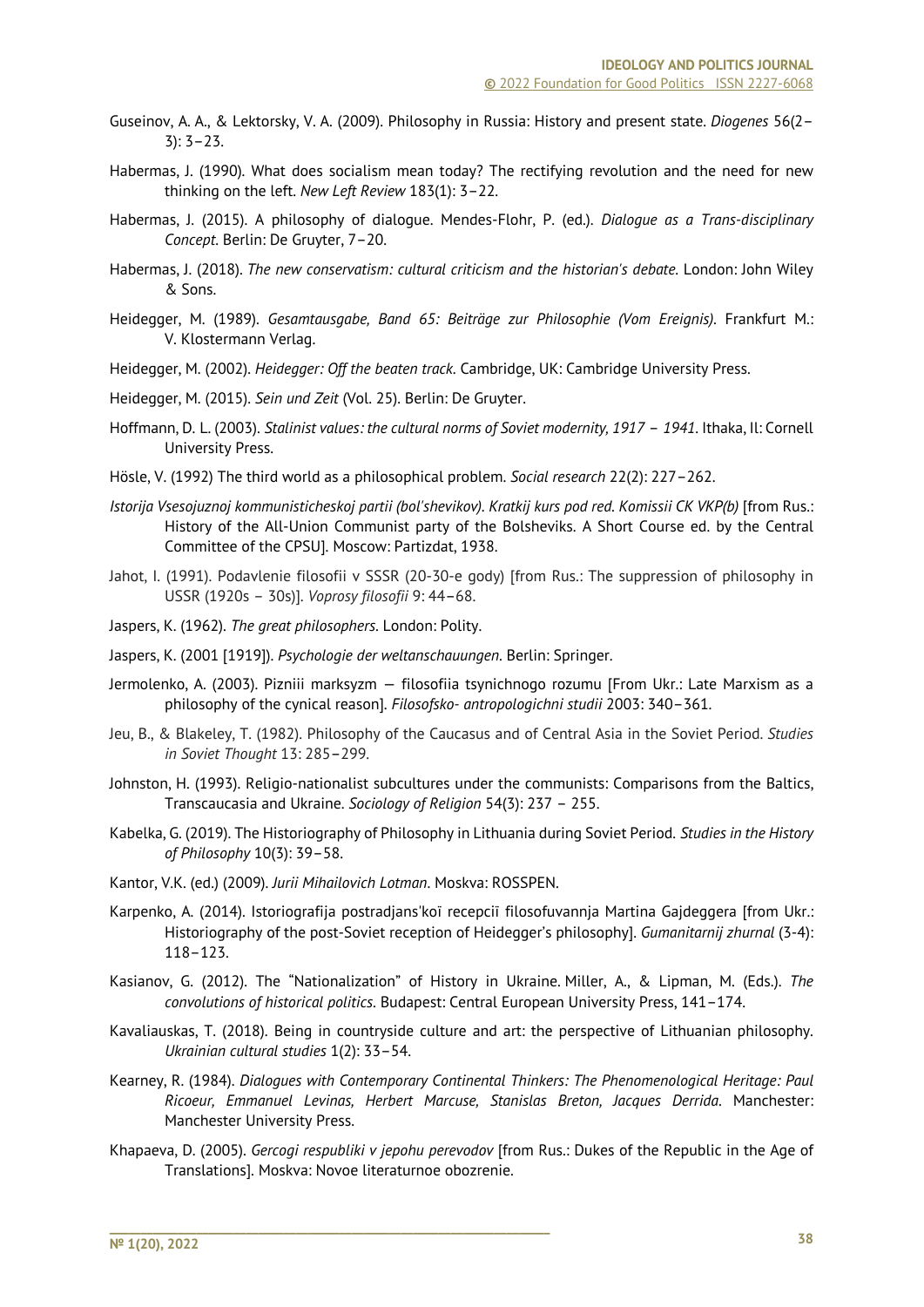Guseinov, A. A., & Lektorsky, V. A. (2009). Philosophy in Russia: History and present state. *Diogenes* 56(2–3): 3–23.

Habermas, J. (1990). What does socialism mean today? The rectifying revolution and the need for new thinking on the left. *New Left Review* 183(1): 3–22.

Habermas, J. (2015). A philosophy of dialogue. Mendes-Flohr, P. (ed.). *Dialogue as a Trans-disciplinary Concept*. Berlin: De Gruyter, 7–20.

Habermas, J. (2018). *The new conservatism: cultural criticism and the historian's debate*. London: John Wiley & Sons.

Heidegger, M. (1989). *Gesamtausgabe, Band 65: Beiträge zur Philosophie (Vom Ereignis)*. Frankfurt M.: V. Klostermann Verlag.

Heidegger, M. (2002). *Heidegger: Off the beaten track*. Cambridge, UK: Cambridge University Press.

Heidegger, M. (2015). *Sein und Zeit* (Vol. 25). Berlin: De Gruyter.

Hoffmann, D. L. (2003). *Stalinist values: the cultural norms of Soviet modernity, 1917 – 1941*. Ithaka, Il: Cornell University Press.

Hösle, V. (1992) The third world as a philosophical problem. *Social research* 22(2): 227–262.

*Istorija Vsesojuznoj kommunisticheskoj partii (bol'shevikov). Kratkij kurs pod red. Komissii CK VKP(b)* [from Rus.: History of the All-Union Communist party of the Bolsheviks. A Short Course ed. by the Central Committee of the CPSU]. Moscow: Partizdat, 1938.

Jahot, I. (1991). Podavlenie filosofii v SSSR (20-30-e gody) [from Rus.: The suppression of philosophy in USSR (1920s – 30s)]. *Voprosy filosofii* 9: 44–68.

Jaspers, K. (1962). *The great philosophers*. London: Polity.

Jaspers, K. (2001 [1919]). *Psychologie der weltanschauungen*. Berlin: Springer.

Jermolenko, A. (2003). Pizniii marksyzm — filosofiia tsynichnogo rozumu [From Ukr.: Late Marxism as a philosophy of the cynical reason]. *Filosofsko- antropologichni studii* 2003: 340–361.

Jeu, B., & Blakeley, T. (1982). Philosophy of the Caucasus and of Central Asia in the Soviet Period. *Studies in Soviet Thought* 13: 285–299.

Johnston, H. (1993). Religio-nationalist subcultures under the communists: Comparisons from the Baltics, Transcaucasia and Ukraine. *Sociology of Religion* 54(3): 237 – 255.

Kabelka, G. (2019). The Historiography of Philosophy in Lithuania during Soviet Period. *Studies in the History of Philosophy* 10(3): 39–58.

Kantor, V.K. (ed.) (2009). *Jurii Mihailovich Lotman*. Moskva: ROSSPEN.

Karpenko, A. (2014). Istoriografija postradjans'koï recepciï filosofuvannja Martina Gajdeggera [from Ukr.: Historiography of the post-Soviet reception of Heidegger's philosophy]. *Gumanitarnij zhurnal* (3-4): 118–123.

Kasianov, G. (2012). The "Nationalization" of History in Ukraine. Miller, A., & Lipman, M. (Eds.). *The convolutions of historical politics*. Budapest: Central European University Press, 141–174.

Kavaliauskas, T. (2018). Being in countryside culture and art: the perspective of Lithuanian philosophy. *Ukrainian cultural studies* 1(2): 33–54.

Kearney, R. (1984). *Dialogues with Contemporary Continental Thinkers: The Phenomenological Heritage: Paul Ricoeur, Emmanuel Levinas, Herbert Marcuse, Stanislas Breton, Jacques Derrida*. Manchester: Manchester University Press.

Khapaeva, D. (2005). *Gercogi respubliki v jepohu perevodov* [from Rus.: Dukes of the Republic in the Age of Translations]. Moskva: Novoe literaturnoe obozrenie.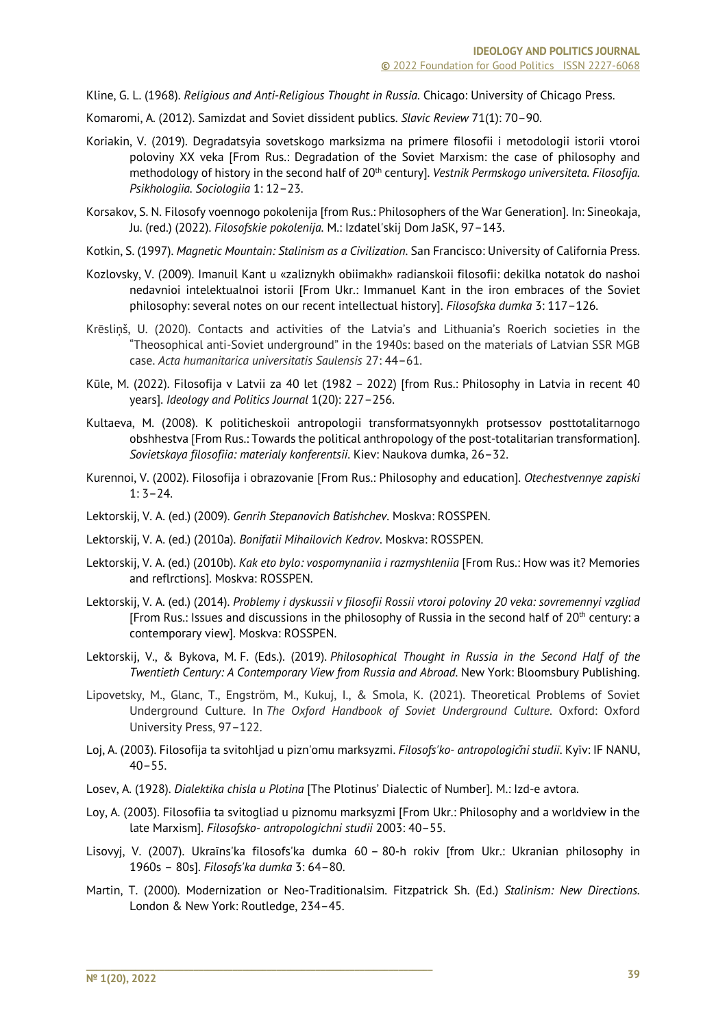Kline, G. L. (1968). *Religious and Anti-Religious Thought in Russia*. Chicago: University of Chicago Press.

Komaromi, A. (2012). Samizdat and Soviet dissident publics. *Slavic Review* 71(1): 70–90.

Koriakin, V. (2019). Degradatsyia sovetskogo marksizma na primere filosofii i metodologii istorii vtoroi poloviny XX veka [From Rus.: Degradation of the Soviet Marxism: the case of philosophy and methodology of history in the second half of 20th century]. *Vestnik Permskogo universiteta. Filosofija. Psikhologiia. Sociologiia* 1: 12–23.

Korsakov, S. N. Filosofy voennogo pokolenija [from Rus.: Philosophers of the War Generation]. In: Sineokaja, Ju. (red.) (2022). *Filosofskie pokolenija*. M.: Izdatel'skij Dom JaSK, 97–143.

Kotkin, S. (1997). *Magnetic Mountain: Stalinism as a Civilization*. San Francisco: University of California Press.

Kozlovsky, V. (2009). Imanuil Kant u «zaliznykh obiimakh» radianskoii filosofii: dekilka notatok do nashoi nedavnioi intelektualnoi istorii [From Ukr.: Immanuel Kant in the iron embraces of the Soviet philosophy: several notes on our recent intellectual history]. *Filosofska dumka* 3: 117–126.

Krēsliņš, U. (2020). Contacts and activities of the Latvia's and Lithuania's Roerich societies in the "Theosophical anti-Soviet underground" in the 1940s: based on the materials of Latvian SSR MGB case. *Acta humanitarica universitatis Saulensis* 27: 44–61.

Kūle, M. (2022). Filosofija v Latvii za 40 let (1982 – 2022) [from Rus.: Philosophy in Latvia in recent 40 years]. *Ideology and Politics Journal* 1(20): 227–256.

Kultaeva, M. (2008). K politicheskoii antropologii transformatsyonnykh protsessov posttotalitarnogo obshhestva [From Rus.: Towards the political anthropology of the post-totalitarian transformation]. *Sovietskaya filosofiia: materialy konferentsii*. Kiev: Naukova dumka, 26–32.

Kurennoi, V. (2002). Filosofija i obrazovanie [From Rus.: Philosophy and education]. *Otechestvennye zapiski* 1: 3–24.

Lektorskij, V. A. (ed.) (2009). *Genrih Stepanovich Batishchev*. Moskva: ROSSPEN.

Lektorskij, V. A. (ed.) (2010a). *Bonifatii Mihailovich Kedrov*. Moskva: ROSSPEN.

Lektorskij, V. A. (ed.) (2010b). *Kak eto bylo: vospomynaniia i razmyshleniia* [From Rus.: How was it? Memories and reflrctions]. Moskva: ROSSPEN.

Lektorskij, V. A. (ed.) (2014). *Problemy i dyskussii v filosofii Rossii vtoroi poloviny 20 veka: sovremennyi vzgliad* [From Rus.: Issues and discussions in the philosophy of Russia in the second half of 20th century: a contemporary view]. Moskva: ROSSPEN.

Lektorskij, V., & Bykova, M. F. (Eds.). (2019). *Philosophical Thought in Russia in the Second Half of the Twentieth Century: A Contemporary View from Russia and Abroad*. New York: Bloomsbury Publishing.

Lipovetsky, M., Glanc, T., Engström, M., Kukuj, I., & Smola, K. (2021). Theoretical Problems of Soviet Underground Culture. In *The Oxford Handbook of Soviet Underground Culture*. Oxford: Oxford University Press, 97–122.

Loj, A. (2003). Filosofija ta svitohljad u pizn'omu marksyzmi. *Filosofs'ko- antropologični studiï*. Kyïv: IF NANU, 40–55.

Losev, A. (1928). *Dialektika chisla u Plotina* [The Plotinus' Dialectic of Number]. M.: Izd-e avtora.

Loy, A. (2003). Filosofiia ta svitogliad u piznomu marksyzmi [From Ukr.: Philosophy and a worldview in the late Marxism]. *Filosofsko- antropologichni studii* 2003: 40–55.

Lisovyj, V. (2007). Ukraïns'ka filosofs'ka dumka 60 – 80-h rokiv [from Ukr.: Ukranian philosophy in 1960s – 80s]. *Filosofs'ka dumka* 3: 64–80.

Martin, T. (2000). Modernization or Neo-Traditionalsim. Fitzpatrick Sh. (Ed.) *Stalinism: New Directions*. London & New York: Routledge, 234–45.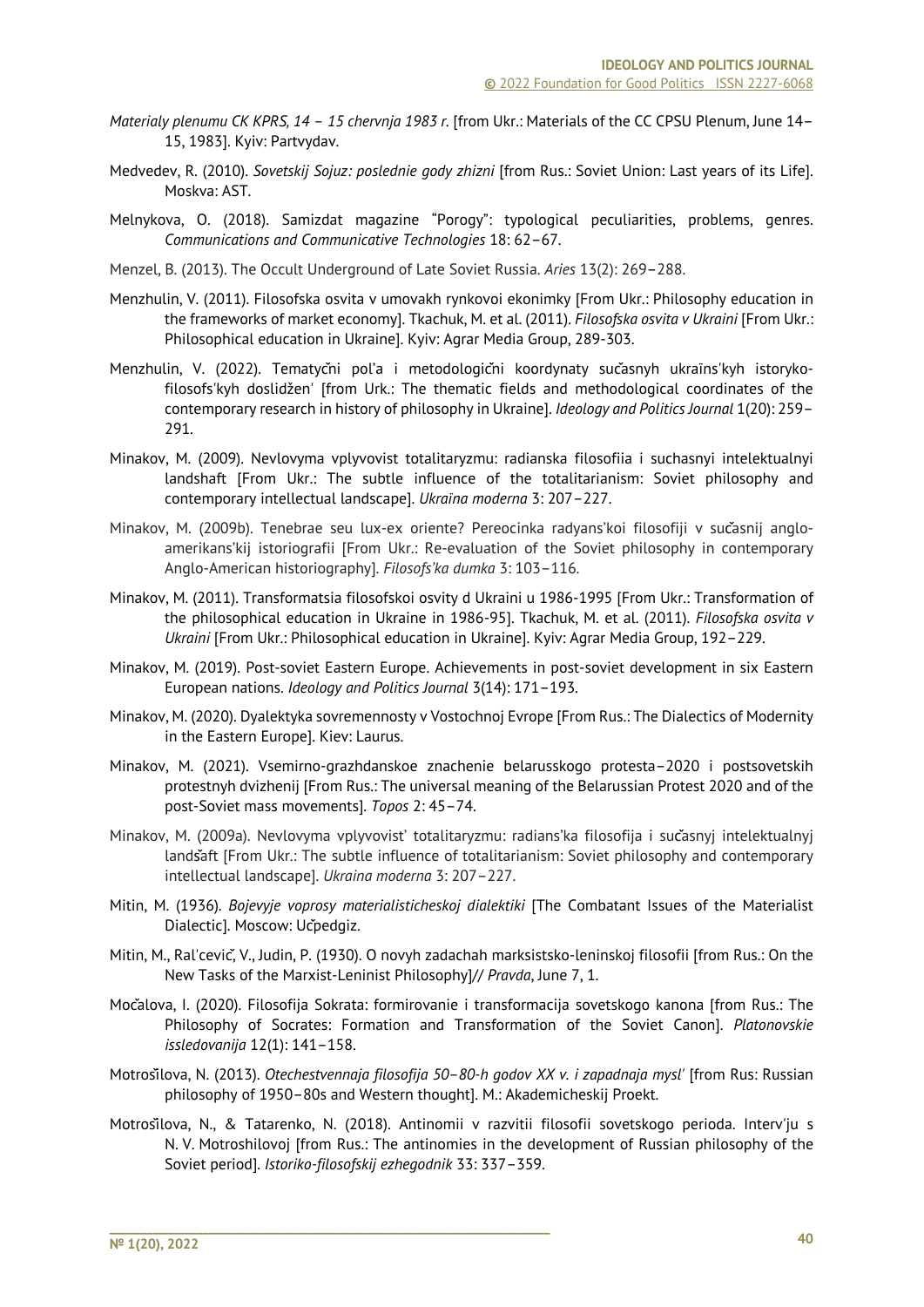*Materialy plenumu CK KPRS, 14 – 15 chervnja 1983 r.* [from Ukr.: Materials of the CC CPSU Plenum, June 14–15, 1983]. Kyiv: Partvydav.

Medvedev, R. (2010). *Sovetskij Sojuz: poslednie gody zhizni* [from Rus.: Soviet Union: Last years of its Life]. Moskva: AST.

Melnykova, O. (2018). Samizdat magazine "Porogy": typological peculiarities, problems, genres. *Communications and Communicative Technologies* 18: 62–67.

Menzel, B. (2013). The Occult Underground of Late Soviet Russia. *Aries* 13(2): 269–288.

Menzhulin, V. (2011). Filosofska osvita v umovakh rynkovoi ekonimky [From Ukr.: Philosophy education in the frameworks of market economy]. Tkachuk, M. et al. (2011). *Filosofska osvita v Ukraini* [From Ukr.: Philosophical education in Ukraine]. Kyiv: Agrar Media Group, 289-303.

Menzhulin, V. (2022). Tematyčni pol'a i metodologični koordynaty sučasnyh ukraïns'kyh istoryko-filosofs'kyh doslidžen' [from Urk.: The thematic fields and methodological coordinates of the contemporary research in history of philosophy in Ukraine]. *Ideology and Politics Journal* 1(20): 259–291.

Minakov, M. (2009). Nevlovyma vplyvovist totalitaryzmu: radianska filosofiia i suchasnyi intelektualnyi landshaft [From Ukr.: The subtle influence of the totalitarianism: Soviet philosophy and contemporary intellectual landscape]. *Ukraïna moderna* 3: 207–227.

Minakov, M. (2009b). Tenebrae seu lux-ex oriente? Pereocinka radyans'koi filosofiji v sučasnij anglo-amerikans'kij istoriografii [From Ukr.: Re-evaluation of the Soviet philosophy in contemporary Anglo-American historiography]. *Filosofs'ka dumka* 3: 103–116.

Minakov, M. (2011). Transformatsia filosofskoi osvity d Ukraini u 1986-1995 [From Ukr.: Transformation of the philosophical education in Ukraine in 1986-95]. Tkachuk, M. et al. (2011). *Filosofska osvita v Ukraini* [From Ukr.: Philosophical education in Ukraine]. Kyiv: Agrar Media Group, 192–229.

Minakov, M. (2019). Post-soviet Eastern Europe. Achievements in post-soviet development in six Eastern European nations. *Ideology and Politics Journal* 3(14): 171–193.

Minakov, M. (2020). Dyalektyka sovremennosty v Vostochnoj Evrope [From Rus.: The Dialectics of Modernity in the Eastern Europe]. Kiev: Laurus.

Minakov, M. (2021). Vsemirno-grazhdanskoe znachenie belarusskogo protesta–2020 i postsovetskih protestnyh dvizhenij [From Rus.: The universal meaning of the Belarussian Protest 2020 and of the post-Soviet mass movements]. *Topos* 2: 45–74.

Minakov, M. (2009a). Nevlovyma vplyvovist' totalitaryzmu: radians'ka filosofija i sučasnyj intelektualnyj landšaft [From Ukr.: The subtle influence of totalitarianism: Soviet philosophy and contemporary intellectual landscape]. *Ukraina moderna* 3: 207–227.

Mitin, M. (1936). *Bojevyje voprosy materialisticheskoj dialektiki* [The Combatant Issues of the Materialist Dialectic]. Moscow: Učpedgiz.

Mitin, M., Ral'cevič, V., Judin, P. (1930). O novyh zadachah marksistsko-leninskoj filosofii [from Rus.: On the New Tasks of the Marxist-Leninist Philosophy]// *Pravda*, June 7, 1.

Močalova, I. (2020). Filosofija Sokrata: formirovanie i transformacija sovetskogo kanona [from Rus.: The Philosophy of Socrates: Formation and Transformation of the Soviet Canon]. *Platonovskie issledovanija* 12(1): 141–158.

Motrošilova, N. (2013). *Otechestvennaja filosofija 50–80-h godov XX v. i zapadnaja mysl'* [from Rus: Russian philosophy of 1950–80s and Western thought]. M.: Akademicheskij Proekt.

Motrošilova, N., & Tatarenko, N. (2018). Antinomii v razvitii filosofii sovetskogo perioda. Interv'ju s N. V. Motroshilovoj [from Rus.: The antinomies in the development of Russian philosophy of the Soviet period]. *Istoriko-filosofskij ezhegodnik* 33: 337–359.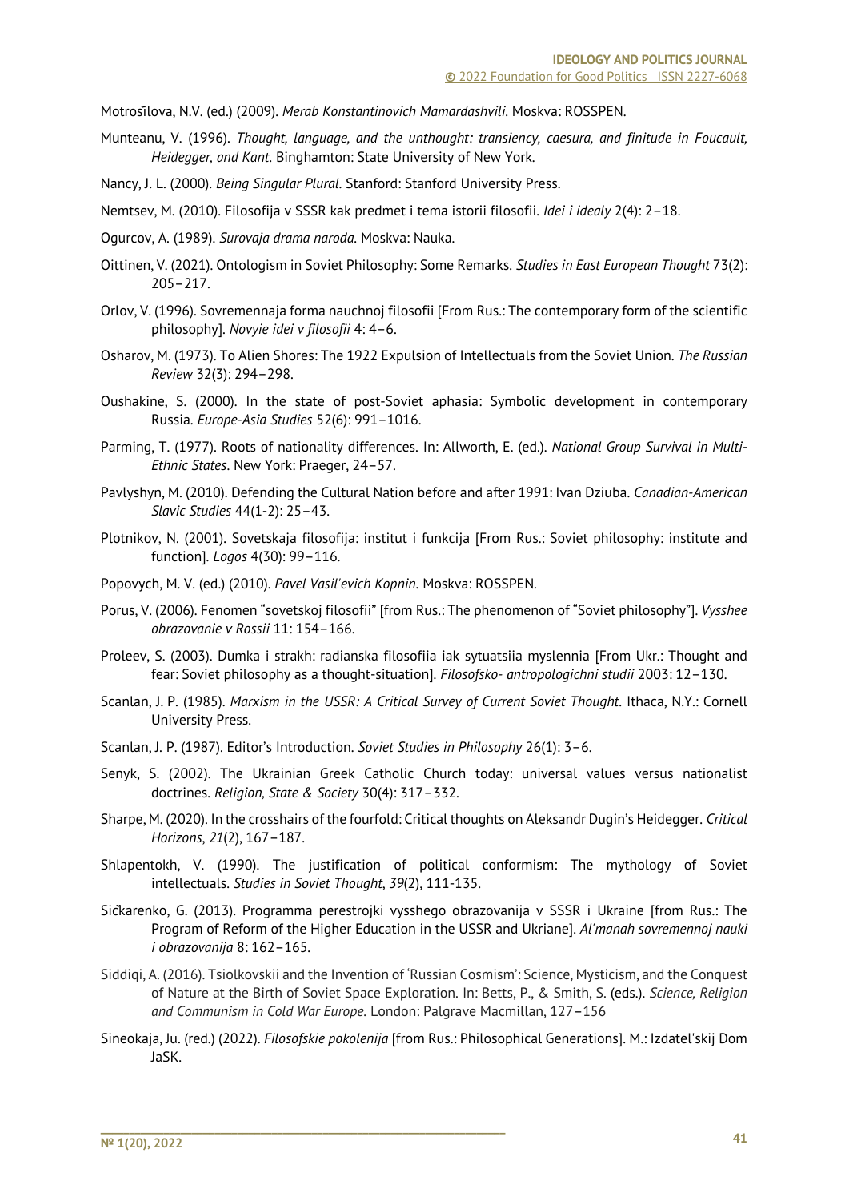Motrošilova, N.V. (ed.) (2009). *Merab Konstantinovich Mamardashvili*. Moskva: ROSSPEN.

Munteanu, V. (1996). *Thought, language, and the unthought: transiency, caesura, and finitude in Foucault, Heidegger, and Kant.* Binghamton: State University of New York.

Nancy, J. L. (2000). *Being Singular Plural*. Stanford: Stanford University Press.

Nemtsev, M. (2010). Filosofija v SSSR kak predmet i tema istorii filosofii. *Idei i idealy* 2(4): 2–18.

Ogurcov, A. (1989). *Surovaja drama naroda*. Moskva: Nauka.

Oittinen, V. (2021). Ontologism in Soviet Philosophy: Some Remarks. *Studies in East European Thought* 73(2): 205–217.

Orlov, V. (1996). Sovremennaja forma nauchnoj filosofii [From Rus.: The contemporary form of the scientific philosophy]. *Novyie idei v filosofii* 4: 4–6.

Osharov, M. (1973). To Alien Shores: The 1922 Expulsion of Intellectuals from the Soviet Union. *The Russian Review* 32(3): 294–298.

Oushakine, S. (2000). In the state of post-Soviet aphasia: Symbolic development in contemporary Russia. *Europe-Asia Studies* 52(6): 991–1016.

Parming, T. (1977). Roots of nationality differences. In: Allworth, E. (ed.). *National Group Survival in Multi-Ethnic States*. New York: Praeger, 24–57.

Pavlyshyn, M. (2010). Defending the Cultural Nation before and after 1991: Ivan Dziuba. *Canadian-American Slavic Studies* 44(1-2): 25–43.

Plotnikov, N. (2001). Sovetskaja filosofija: institut i funkcija [From Rus.: Soviet philosophy: institute and function]. *Logos* 4(30): 99–116.

Popovych, M. V. (ed.) (2010). *Pavel Vasil'evich Kopnin*. Moskva: ROSSPEN.

Porus, V. (2006). Fenomen "sovetskoj filosofii" [from Rus.: The phenomenon of "Soviet philosophy"]. *Vysshee obrazovanie v Rossii* 11: 154–166.

Proleev, S. (2003). Dumka i strakh: radianska filosofiia iak sytuatsiia myslennia [From Ukr.: Thought and fear: Soviet philosophy as a thought-situation]. *Filosofsko- antropologichni studii* 2003: 12–130.

Scanlan, J. P. (1985). *Marxism in the USSR: A Critical Survey of Current Soviet Thought*. Ithaca, N.Y.: Cornell University Press.

Scanlan, J. P. (1987). Editor's Introduction. *Soviet Studies in Philosophy* 26(1): 3–6.

Senyk, S. (2002). The Ukrainian Greek Catholic Church today: universal values versus nationalist doctrines. *Religion, State & Society* 30(4): 317–332.

Sharpe, M. (2020). In the crosshairs of the fourfold: Critical thoughts on Aleksandr Dugin's Heidegger. *Critical Horizons*, *21*(2), 167–187.

Shlapentokh, V. (1990). The justification of political conformism: The mythology of Soviet intellectuals. *Studies in Soviet Thought*, *39*(2), 111-135.

Sičkarenko, G. (2013). Programma perestrojki vysshego obrazovanija v SSSR i Ukraine [from Rus.: The Program of Reform of the Higher Education in the USSR and Ukriane]. *Al'manah sovremennoj nauki i obrazovanija* 8: 162–165.

Siddiqi, A. (2016). Tsiolkovskii and the Invention of 'Russian Cosmism': Science, Mysticism, and the Conquest of Nature at the Birth of Soviet Space Exploration. In: Betts, P., & Smith, S. (eds.). *Science, Religion and Communism in Cold War Europe.* London: Palgrave Macmillan, 127–156

Sineokaja, Ju. (red.) (2022). *Filosofskie pokolenija* [from Rus.: Philosophical Generations]. M.: Izdatel'skij Dom JaSK.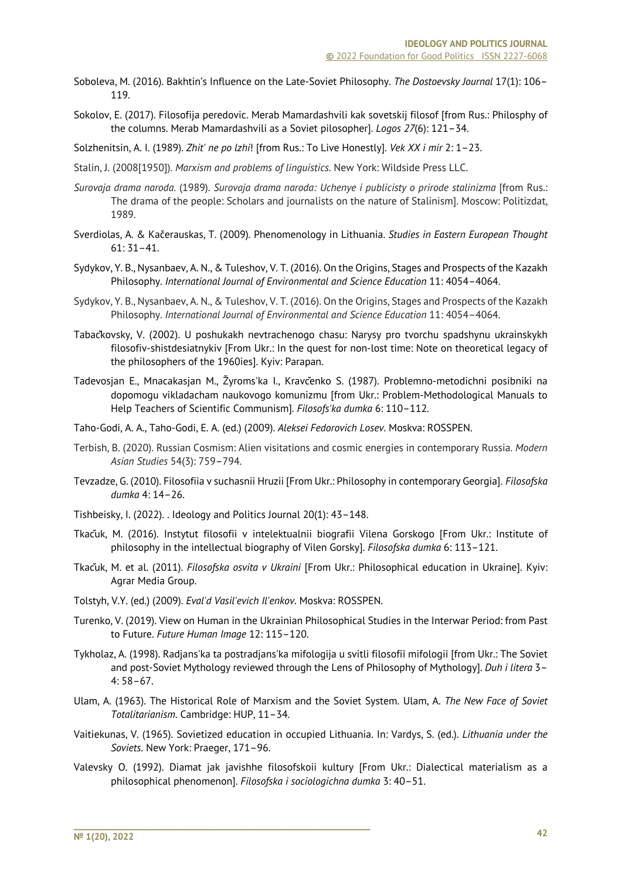Soboleva, M. (2016). Bakhtin's Influence on the Late-Soviet Philosophy. *The Dostoevsky Journal* 17(1): 106–119.

Sokolov, E. (2017). Filosofija peredovic. Merab Mamardashvili kak sovetskij filosof [from Rus.: Philosphy of the columns. Merab Mamardashvili as a Soviet pilosopher]. *Logos 27*(6): 121–34.

Solzhenitsin, A. I. (1989). *Zhit' ne po lzhi*! [from Rus.: To Live Honestly]. *Vek XX i mir* 2: 1–23.

Stalin, J. (2008[1950]). *Marxism and problems of linguistics*. New York: Wildside Press LLC.

*Surovaja drama naroda.* (1989). *Surovaja drama naroda: Uchenye i publicisty o prirode stalinizma* [from Rus.: The drama of the people: Scholars and journalists on the nature of Stalinism]. Moscow: Politizdat, 1989.

Sverdiolas, A. & Kačerauskas, T. (2009). Phenomenology in Lithuania. *Studies in Eastern European Thought* 61: 31–41.

Sydykov, Y. B., Nysanbaev, A. N., & Tuleshov, V. T. (2016). On the Origins, Stages and Prospects of the Kazakh Philosophy. *International Journal of Environmental and Science Education* 11: 4054–4064.

Sydykov, Y. B., Nysanbaev, A. N., & Tuleshov, V. T. (2016). On the Origins, Stages and Prospects of the Kazakh Philosophy. *International Journal of Environmental and Science Education* 11: 4054–4064.

Tabačkovsky, V. (2002). U poshukakh nevtrachenogo chasu: Narysy pro tvorchu spadshynu ukrainskykh filosofiv-shistdesiatnykiv [From Ukr.: In the quest for non-lost time: Note on theoretical legacy of the philosophers of the 1960ies]. Kyiv: Parapan.

Tadevosjan E., Mnacakasjan M., Žyroms'ka I., Kravčenko S. (1987). Problemno-metodichni posibniki na dopomogu vikladacham naukovogo komunizmu [from Ukr.: Problem-Methodological Manuals to Help Teachers of Scientific Communism]. *Filosofs'ka dumka* 6: 110–112.

Taho-Godi, A. A., Taho-Godi, E. A. (ed.) (2009). *Aleksei Fedorovich Losev*. Moskva: ROSSPEN.

Terbish, B. (2020). Russian Cosmism: Alien visitations and cosmic energies in contemporary Russia. *Modern Asian Studies* 54(3): 759–794.

Tevzadze, G. (2010). Filosofiia v suchasnii Hruzii [From Ukr.: Philosophy in contemporary Georgia]. *Filosofska dumka* 4: 14–26.

Tishbeisky, I. (2022). . Ideology and Politics Journal 20(1): 43–148.

Tkačuk, M. (2016). Instytut filosofii v intelektualnii biografii Vilena Gorskogo [From Ukr.: Institute of philosophy in the intellectual biography of Vilen Gorsky]. *Filosofska dumka* 6: 113–121.

Tkačuk, M. et al. (2011). *Filosofska osvita v Ukraini* [From Ukr.: Philosophical education in Ukraine]. Kyiv: Agrar Media Group.

Tolstyh, V.Y. (ed.) (2009). *Eval'd Vasil'evich Il'enkov*. Moskva: ROSSPEN.

Turenko, V. (2019). View on Human in the Ukrainian Philosophical Studies in the Interwar Period: from Past to Future. *Future Human Image* 12: 115–120.

Tykholaz, A. (1998). Radjans'ka ta postradjans'ka mifologija u svitli filosofiї mifologiї [from Ukr.: The Soviet and post-Soviet Mythology reviewed through the Lens of Philosophy of Mythology]. *Duh i litera* 3–4: 58–67.

Ulam, A. (1963). The Historical Role of Marxism and the Soviet System. Ulam, A. *The New Face of Soviet Totalitarianism*. Cambridge: HUP, 11–34.

Vaitiekunas, V. (1965). Sovietized education in occupied Lithuania. In: Vardys, S. (ed.). *Lithuania under the Soviets*. New York: Praeger, 171–96.

Valevsky O. (1992). Diamat jak javishhe filosofskoii kultury [From Ukr.: Dialectical materialism as a philosophical phenomenon]. *Filosofska i sociologichna dumka* 3: 40–51.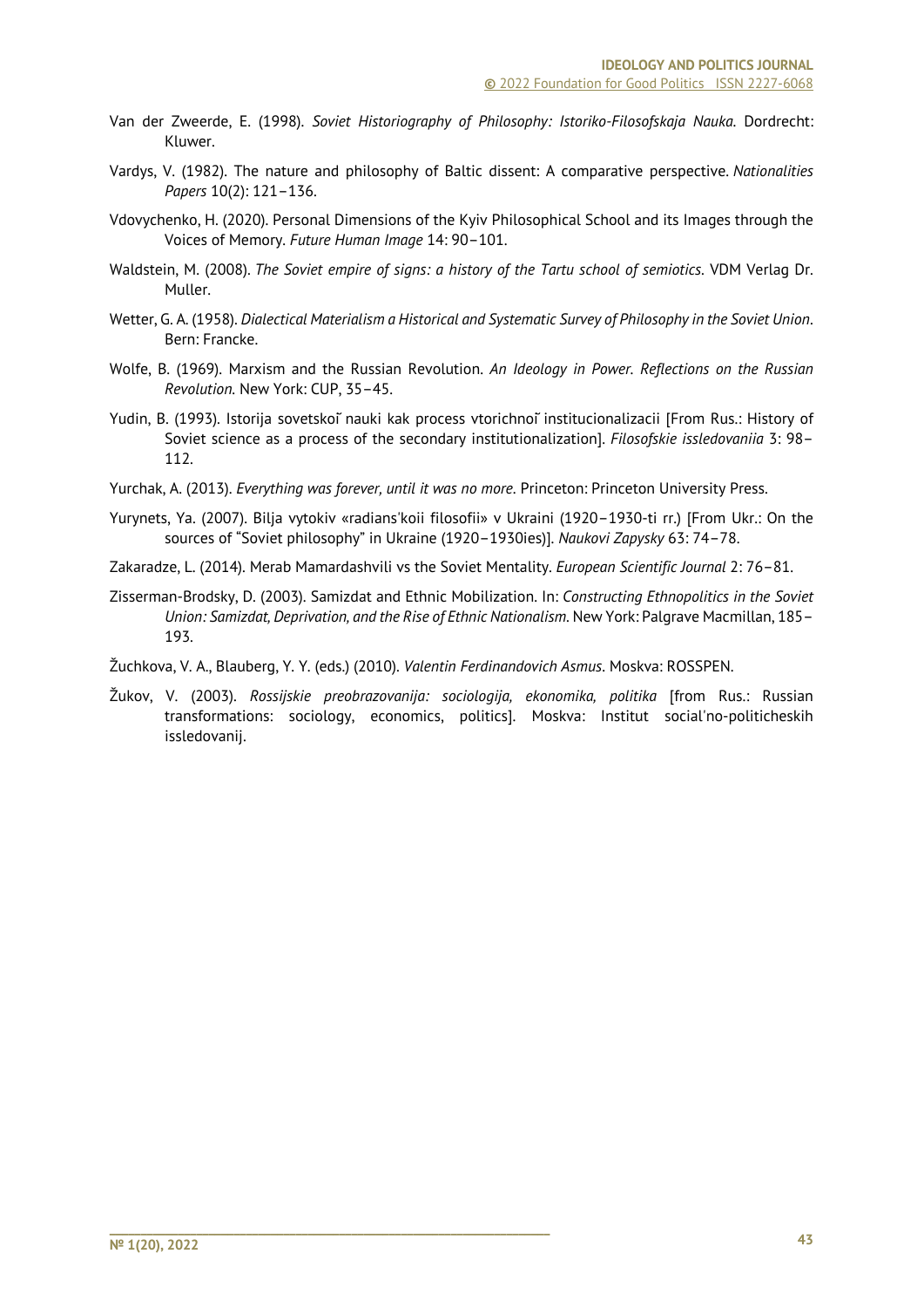Van der Zweerde, E. (1998). *Soviet Historiography of Philosophy: Istoriko-Filosofskaja Nauka*. Dordrecht: Kluwer.

Vardys, V. (1982). The nature and philosophy of Baltic dissent: A comparative perspective. *Nationalities Papers* 10(2): 121–136.

Vdovychenko, H. (2020). Personal Dimensions of the Kyiv Philosophical School and its Images through the Voices of Memory. *Future Human Image* 14: 90–101.

Waldstein, M. (2008). *The Soviet empire of signs: a history of the Tartu school of semiotics*. VDM Verlag Dr. Muller.

Wetter, G. A. (1958). *Dialectical Materialism a Historical and Systematic Survey of Philosophy in the Soviet Union*. Bern: Francke.

Wolfe, B. (1969). Marxism and the Russian Revolution. *An Ideology in Power. Reflections on the Russian Revolution*. New York: CUP, 35–45.

Yudin, B. (1993). Istorija sovetskoĭ nauki kak process vtorichnoĭ institucionalizacii [From Rus.: History of Soviet science as a process of the secondary institutionalization]. *Filosofskie issledovaniia* 3: 98–112.

Yurchak, A. (2013). *Everything was forever, until it was no more*. Princeton: Princeton University Press.

Yurynets, Ya. (2007). Bilja vytokiv «radians'koii filosofii» v Ukraini (1920–1930-ti rr.) [From Ukr.: On the sources of "Soviet philosophy" in Ukraine (1920–1930ies)]. *Naukovi Zapysky* 63: 74–78.

Zakaradze, L. (2014). Merab Mamardashvili vs the Soviet Mentality. *European Scientific Journal* 2: 76–81.

Zisserman-Brodsky, D. (2003). Samizdat and Ethnic Mobilization. In: *Constructing Ethnopolitics in the Soviet Union: Samizdat, Deprivation, and the Rise of Ethnic Nationalism*. New York: Palgrave Macmillan, 185–193.

Žuchkova, V. A., Blauberg, Y. Y. (eds.) (2010). *Valentin Ferdinandovich Asmus*. Moskva: ROSSPEN.

Žukov, V. (2003). *Rossijskie preobrazovanija: sociologija, ekonomika, politika* [from Rus.: Russian transformations: sociology, economics, politics]. Moskva: Institut social'no-politicheskih issledovanij.